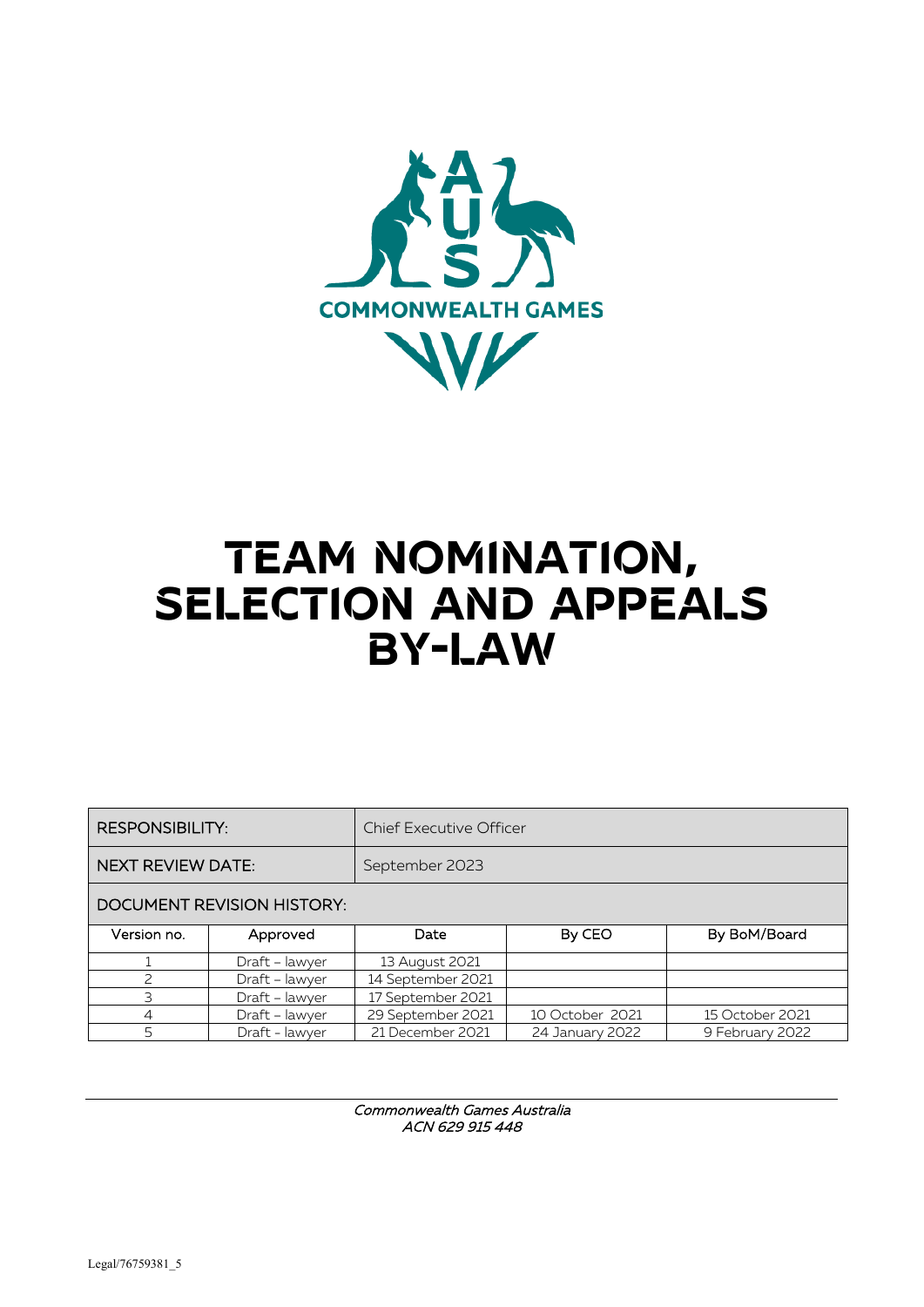AUS

COMMONWEALTH GAMES

# TEAM NOMINATION, SELECTION AND APPEALS BY-LAW

| | | | | |
|---|---|---|---|---|
| RESPONSIBILITY: | | Chief Executive Officer | | |
| NEXT REVIEW DATE: | | September 2023 | | |
| DOCUMENT REVISION HISTORY: | | | | |
| Version no. | Approved | Date | By CEO | By BoM/Board |
| 1 | Draft – lawyer | 13 August 2021 | | |
| 2 | Draft – lawyer | 14 September 2021 | | |
| 3 | Draft – lawyer | 17 September 2021 | | |
| 4 | Draft – lawyer | 29 September 2021 | 10 October 2021 | 15 October 2021 |
| 5 | Draft - lawyer | 21 December 2021 | 24 January 2022 | 9 February 2022 |

*Commonwealth Games Australia*
*ACN 629 915 448*

Legal/76759381_5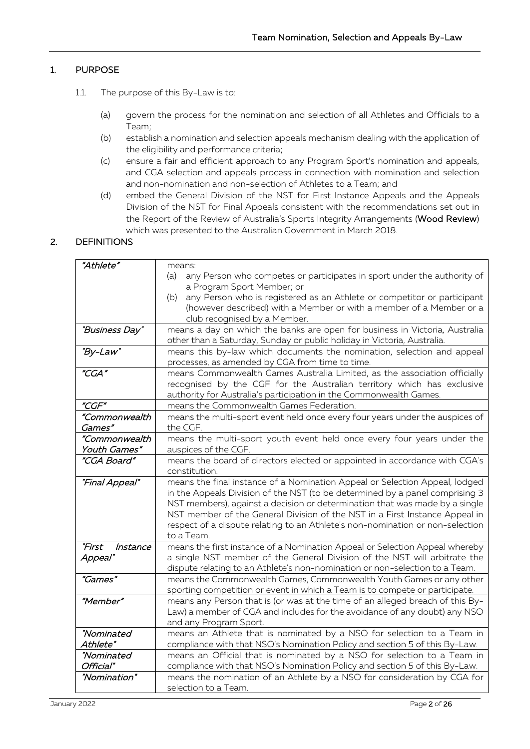## 1. PURPOSE

1.1. The purpose of this By-Law is to:

(a) govern the process for the nomination and selection of all Athletes and Officials to a Team;

(b) establish a nomination and selection appeals mechanism dealing with the application of the eligibility and performance criteria;

(c) ensure a fair and efficient approach to any Program Sport's nomination and appeals, and CGA selection and appeals process in connection with nomination and selection and non-nomination and non-selection of Athletes to a Team; and

(d) embed the General Division of the NST for First Instance Appeals and the Appeals Division of the NST for Final Appeals consistent with the recommendations set out in the Report of the Review of Australia's Sports Integrity Arrangements (**Wood Review**) which was presented to the Australian Government in March 2018.

## 2. DEFINITIONS

| | |
|---|---|
| *"Athlete"* | means: (a) any Person who competes or participates in sport under the authority of a Program Sport Member; or (b) any Person who is registered as an Athlete or competitor or participant (however described) with a Member or with a member of a Member or a club recognised by a Member. |
| *"Business Day"* | means a day on which the banks are open for business in Victoria, Australia other than a Saturday, Sunday or public holiday in Victoria, Australia. |
| *"By-Law"* | means this by-law which documents the nomination, selection and appeal processes, as amended by CGA from time to time. |
| *"CGA"* | means Commonwealth Games Australia Limited, as the association officially recognised by the CGF for the Australian territory which has exclusive authority for Australia's participation in the Commonwealth Games. |
| *"CGF"* | means the Commonwealth Games Federation. |
| *"Commonwealth Games"* | means the multi-sport event held once every four years under the auspices of the CGF. |
| *"Commonwealth Youth Games"* | means the multi-sport youth event held once every four years under the auspices of the CGF. |
| *"CGA Board"* | means the board of directors elected or appointed in accordance with CGA's constitution. |
| *"Final Appeal"* | means the final instance of a Nomination Appeal or Selection Appeal, lodged in the Appeals Division of the NST (to be determined by a panel comprising 3 NST members), against a decision or determination that was made by a single NST member of the General Division of the NST in a First Instance Appeal in respect of a dispute relating to an Athlete's non-nomination or non-selection to a Team. |
| *"First Instance Appeal"* | means the first instance of a Nomination Appeal or Selection Appeal whereby a single NST member of the General Division of the NST will arbitrate the dispute relating to an Athlete's non-nomination or non-selection to a Team. |
| *"Games"* | means the Commonwealth Games, Commonwealth Youth Games or any other sporting competition or event in which a Team is to compete or participate. |
| *"Member"* | means any Person that is (or was at the time of an alleged breach of this By-Law) a member of CGA and includes for the avoidance of any doubt) any NSO and any Program Sport. |
| *"Nominated Athlete"* | means an Athlete that is nominated by a NSO for selection to a Team in compliance with that NSO's Nomination Policy and section 5 of this By-Law. |
| *"Nominated Official"* | means an Official that is nominated by a NSO for selection to a Team in compliance with that NSO's Nomination Policy and section 5 of this By-Law. |
| *"Nomination"* | means the nomination of an Athlete by a NSO for consideration by CGA for selection to a Team. |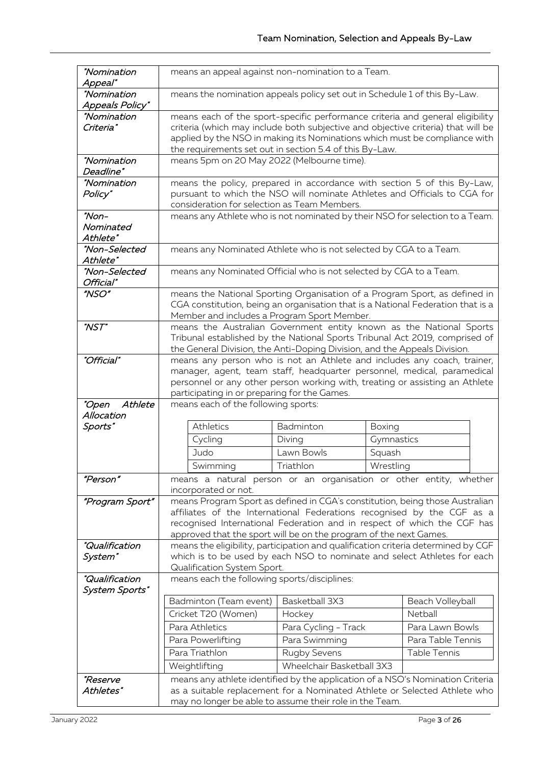| | |
|---|---|
| *"Nomination Appeal"* | means an appeal against non-nomination to a Team. |
| *"Nomination Appeals Policy"* | means the nomination appeals policy set out in Schedule 1 of this By-Law. |
| *"Nomination Criteria"* | means each of the sport-specific performance criteria and general eligibility criteria (which may include both subjective and objective criteria) that will be applied by the NSO in making its Nominations which must be compliance with the requirements set out in section 5.4 of this By-Law. |
| *"Nomination Deadline"* | means 5pm on 20 May 2022 (Melbourne time). |
| *"Nomination Policy"* | means the policy, prepared in accordance with section 5 of this By-Law, pursuant to which the NSO will nominate Athletes and Officials to CGA for consideration for selection as Team Members. |
| *"Non-Nominated Athlete"* | means any Athlete who is not nominated by their NSO for selection to a Team. |
| *"Non-Selected Athlete"* | means any Nominated Athlete who is not selected by CGA to a Team. |
| *"Non-Selected Official"* | means any Nominated Official who is not selected by CGA to a Team. |
| *"NSO"* | means the National Sporting Organisation of a Program Sport, as defined in CGA constitution, being an organisation that is a National Federation that is a Member and includes a Program Sport Member. |
| *"NST"* | means the Australian Government entity known as the National Sports Tribunal established by the National Sports Tribunal Act 2019, comprised of the General Division, the Anti-Doping Division, and the Appeals Division. |
| *"Official"* | means any person who is not an Athlete and includes any coach, trainer, manager, agent, team staff, headquarter personnel, medical, paramedical personnel or any other person working with, treating or assisting an Athlete participating in or preparing for the Games. |
| *"Open Athlete Allocation Sports"* | means each of the following sports: Athletics, Badminton, Boxing, Cycling, Diving, Gymnastics, Judo, Lawn Bowls, Squash, Swimming, Triathlon, Wrestling |
| *"Person"* | means a natural person or an organisation or other entity, whether incorporated or not. |
| *"Program Sport"* | means Program Sport as defined in CGA's constitution, being those Australian affiliates of the International Federations recognised by the CGF as a recognised International Federation and in respect of which the CGF has approved that the sport will be on the program of the next Games. |
| *"Qualification System"* | means the eligibility, participation and qualification criteria determined by CGF which is to be used by each NSO to nominate and select Athletes for each Qualification System Sport. |
| *"Qualification System Sports"* | means each the following sports/disciplines: Badminton (Team event), Basketball 3X3, Beach Volleyball, Cricket T20 (Women), Hockey, Netball, Para Athletics, Para Cycling - Track, Para Lawn Bowls, Para Powerlifting, Para Swimming, Para Table Tennis, Para Triathlon, Rugby Sevens, Table Tennis, Weightlifting, Wheelchair Basketball 3X3 |
| *"Reserve Athletes"* | means any athlete identified by the application of a NSO's Nomination Criteria as a suitable replacement for a Nominated Athlete or Selected Athlete who may no longer be able to assume their role in the Team. |

**Open Athlete Allocation Sports:**

| | | |
|---|---|---|
| Athletics | Badminton | Boxing |
| Cycling | Diving | Gymnastics |
| Judo | Lawn Bowls | Squash |
| Swimming | Triathlon | Wrestling |

**Qualification System Sports:**

| | | |
|---|---|---|
| Badminton (Team event) | Basketball 3X3 | Beach Volleyball |
| Cricket T20 (Women) | Hockey | Netball |
| Para Athletics | Para Cycling - Track | Para Lawn Bowls |
| Para Powerlifting | Para Swimming | Para Table Tennis |
| Para Triathlon | Rugby Sevens | Table Tennis |
| Weightlifting | Wheelchair Basketball 3X3 | |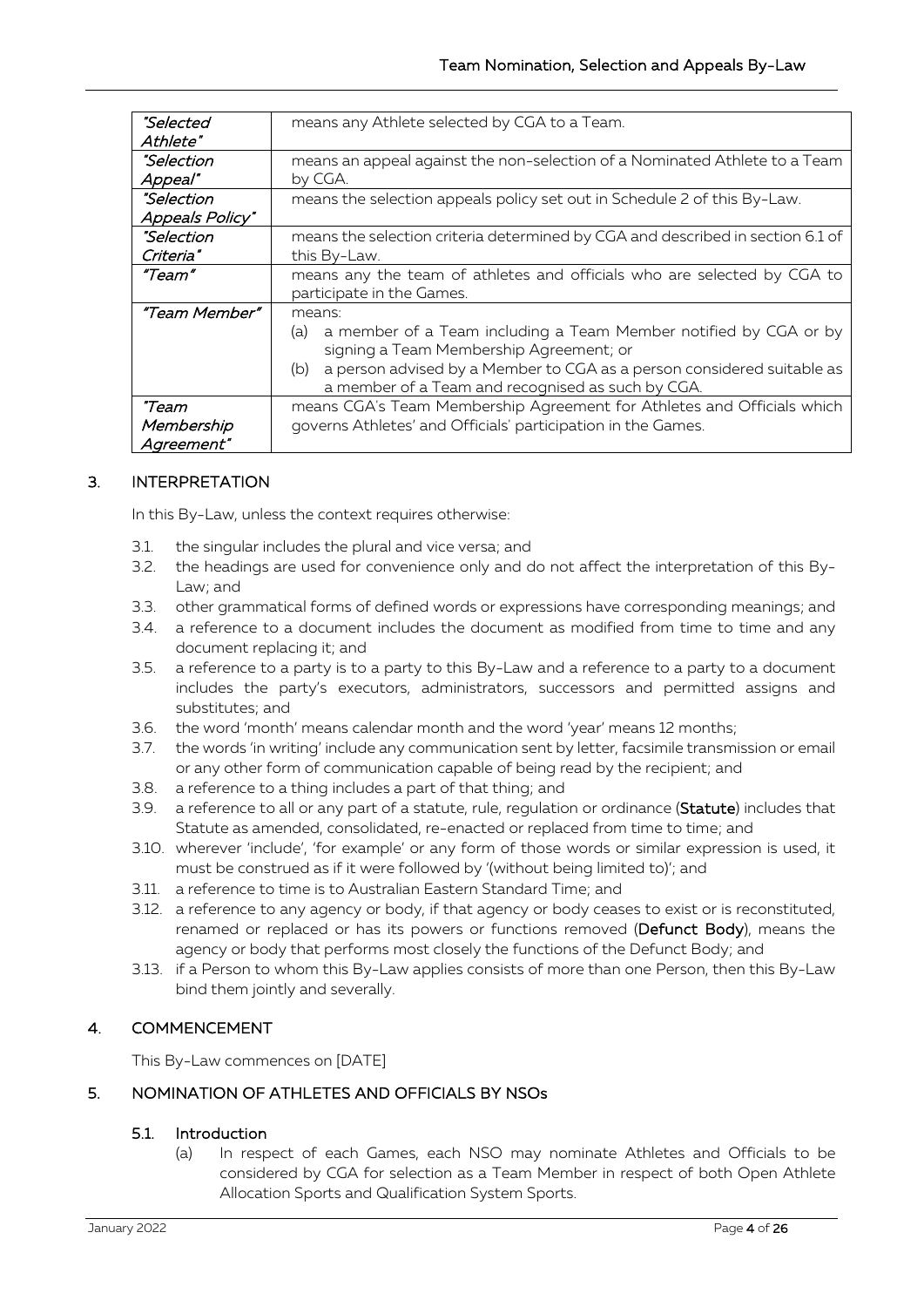| | |
|---|---|
| *"Selected Athlete"* | means any Athlete selected by CGA to a Team. |
| *"Selection Appeal"* | means an appeal against the non-selection of a Nominated Athlete to a Team by CGA. |
| *"Selection Appeals Policy"* | means the selection appeals policy set out in Schedule 2 of this By-Law. |
| *"Selection Criteria"* | means the selection criteria determined by CGA and described in section 6.1 of this By-Law. |
| *"Team"* | means any the team of athletes and officials who are selected by CGA to participate in the Games. |
| *"Team Member"* | means: (a) a member of a Team including a Team Member notified by CGA or by signing a Team Membership Agreement; or (b) a person advised by a Member to CGA as a person considered suitable as a member of a Team and recognised as such by CGA. |
| *"Team Membership Agreement"* | means CGA's Team Membership Agreement for Athletes and Officials which governs Athletes' and Officials' participation in the Games. |

## 3. INTERPRETATION

In this By-Law, unless the context requires otherwise:

3.1. the singular includes the plural and vice versa; and

3.2. the headings are used for convenience only and do not affect the interpretation of this By-Law; and

3.3. other grammatical forms of defined words or expressions have corresponding meanings; and

3.4. a reference to a document includes the document as modified from time to time and any document replacing it; and

3.5. a reference to a party is to a party to this By-Law and a reference to a party to a document includes the party's executors, administrators, successors and permitted assigns and substitutes; and

3.6. the word 'month' means calendar month and the word 'year' means 12 months;

3.7. the words 'in writing' include any communication sent by letter, facsimile transmission or email or any other form of communication capable of being read by the recipient; and

3.8. a reference to a thing includes a part of that thing; and

3.9. a reference to all or any part of a statute, rule, regulation or ordinance (**Statute**) includes that Statute as amended, consolidated, re-enacted or replaced from time to time; and

3.10. wherever 'include', 'for example' or any form of those words or similar expression is used, it must be construed as if it were followed by '(without being limited to)'; and

3.11. a reference to time is to Australian Eastern Standard Time; and

3.12. a reference to any agency or body, if that agency or body ceases to exist or is reconstituted, renamed or replaced or has its powers or functions removed (**Defunct Body**), means the agency or body that performs most closely the functions of the Defunct Body; and

3.13. if a Person to whom this By-Law applies consists of more than one Person, then this By-Law bind them jointly and severally.

## 4. COMMENCEMENT

This By-Law commences on [DATE]

## 5. NOMINATION OF ATHLETES AND OFFICIALS BY NSOs

### 5.1. Introduction

(a) In respect of each Games, each NSO may nominate Athletes and Officials to be considered by CGA for selection as a Team Member in respect of both Open Athlete Allocation Sports and Qualification System Sports.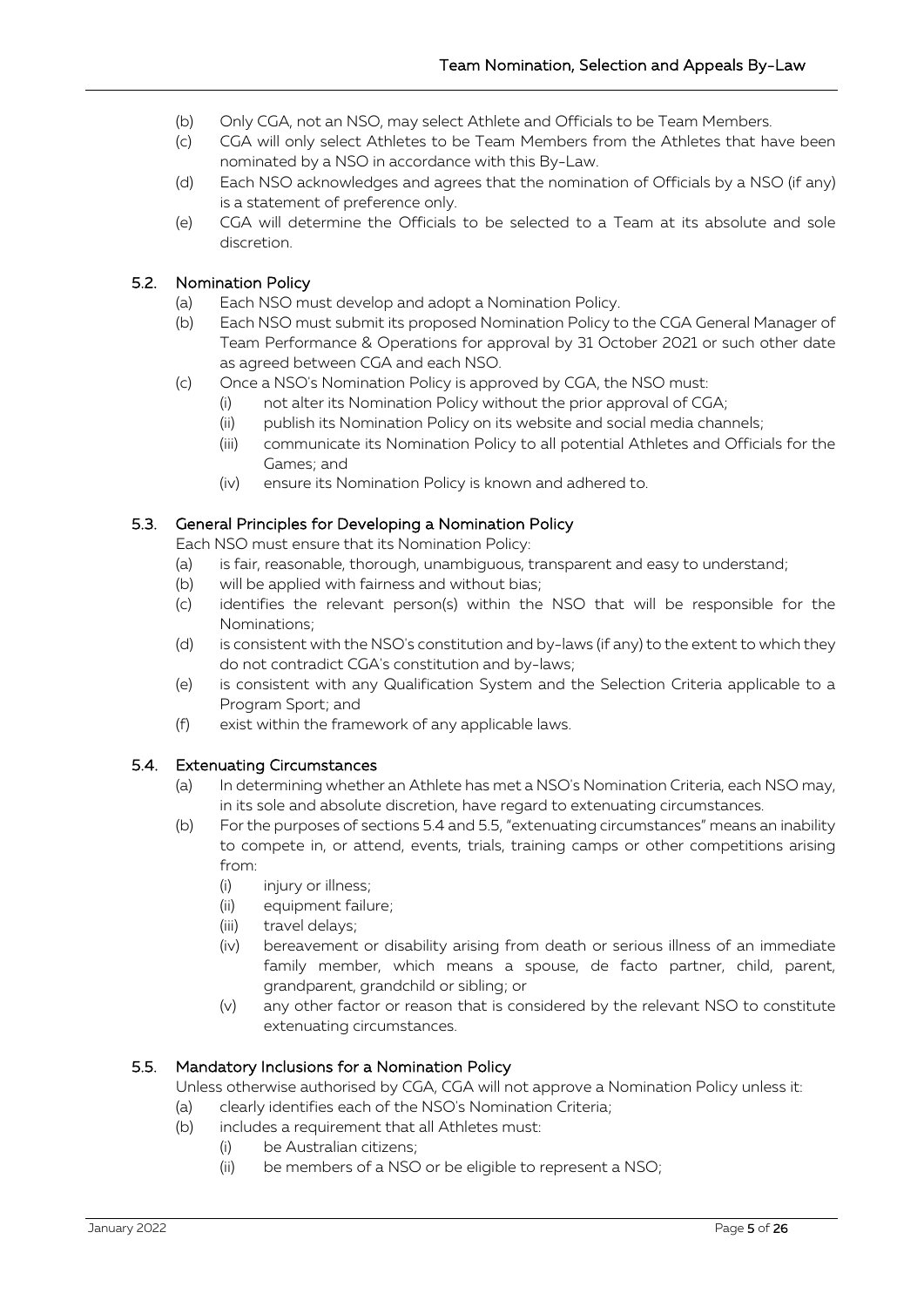(b) Only CGA, not an NSO, may select Athlete and Officials to be Team Members.

(c) CGA will only select Athletes to be Team Members from the Athletes that have been nominated by a NSO in accordance with this By-Law.

(d) Each NSO acknowledges and agrees that the nomination of Officials by a NSO (if any) is a statement of preference only.

(e) CGA will determine the Officials to be selected to a Team at its absolute and sole discretion.

### 5.2. Nomination Policy

(a) Each NSO must develop and adopt a Nomination Policy.

(b) Each NSO must submit its proposed Nomination Policy to the CGA General Manager of Team Performance & Operations for approval by 31 October 2021 or such other date as agreed between CGA and each NSO.

(c) Once a NSO's Nomination Policy is approved by CGA, the NSO must:

- (i) not alter its Nomination Policy without the prior approval of CGA;
- (ii) publish its Nomination Policy on its website and social media channels;
- (iii) communicate its Nomination Policy to all potential Athletes and Officials for the Games; and
- (iv) ensure its Nomination Policy is known and adhered to.

### 5.3. General Principles for Developing a Nomination Policy

Each NSO must ensure that its Nomination Policy:

(a) is fair, reasonable, thorough, unambiguous, transparent and easy to understand;

(b) will be applied with fairness and without bias;

(c) identifies the relevant person(s) within the NSO that will be responsible for the Nominations;

(d) is consistent with the NSO's constitution and by-laws (if any) to the extent to which they do not contradict CGA's constitution and by-laws;

(e) is consistent with any Qualification System and the Selection Criteria applicable to a Program Sport; and

(f) exist within the framework of any applicable laws.

### 5.4. Extenuating Circumstances

(a) In determining whether an Athlete has met a NSO's Nomination Criteria, each NSO may, in its sole and absolute discretion, have regard to extenuating circumstances.

(b) For the purposes of sections 5.4 and 5.5, "extenuating circumstances" means an inability to compete in, or attend, events, trials, training camps or other competitions arising from:

- (i) injury or illness;
- (ii) equipment failure;
- (iii) travel delays;
- (iv) bereavement or disability arising from death or serious illness of an immediate family member, which means a spouse, de facto partner, child, parent, grandparent, grandchild or sibling; or
- (v) any other factor or reason that is considered by the relevant NSO to constitute extenuating circumstances.

### 5.5. Mandatory Inclusions for a Nomination Policy

Unless otherwise authorised by CGA, CGA will not approve a Nomination Policy unless it:

(a) clearly identifies each of the NSO's Nomination Criteria;

(b) includes a requirement that all Athletes must:

- (i) be Australian citizens;
- (ii) be members of a NSO or be eligible to represent a NSO;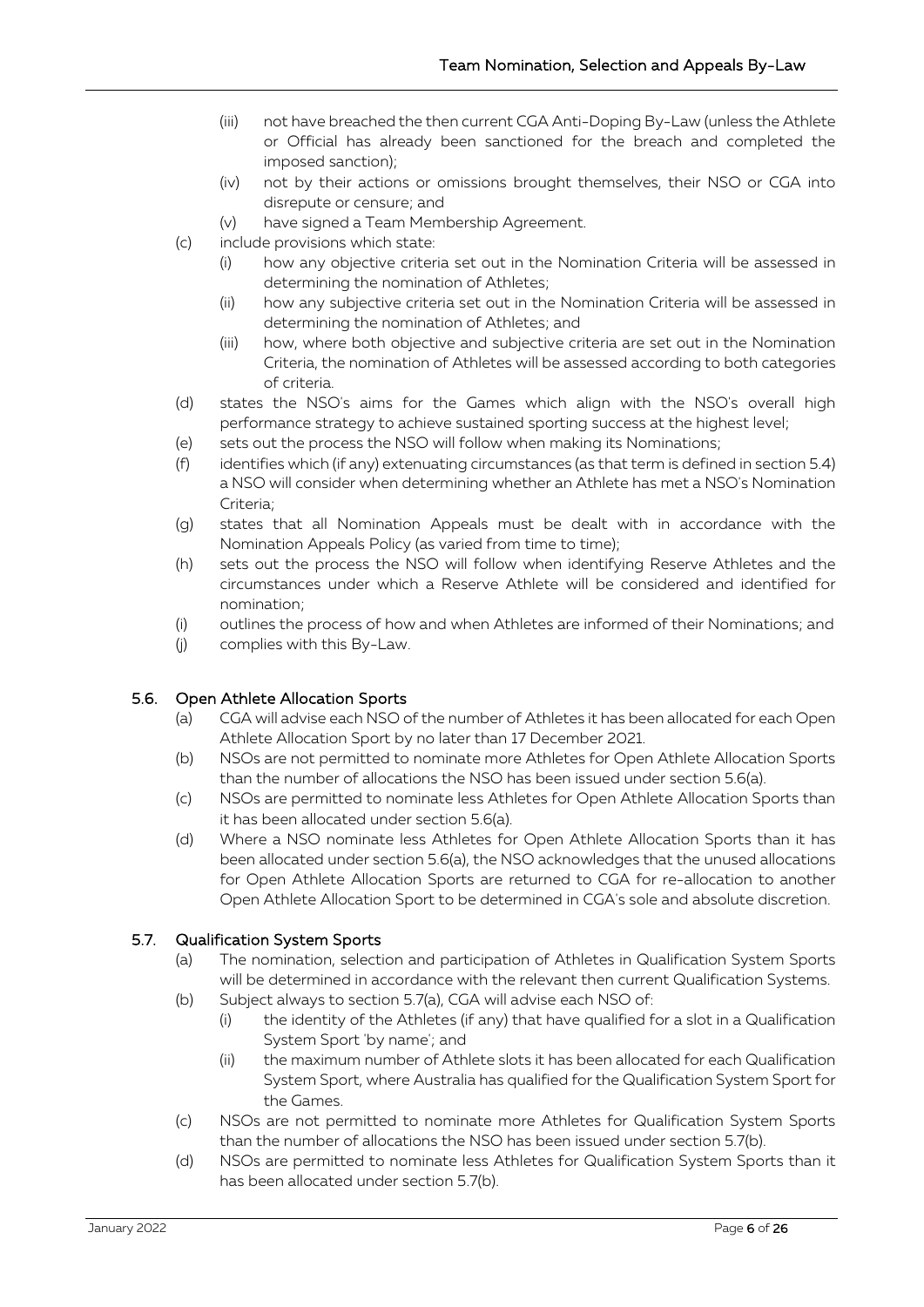- (iii) not have breached the then current CGA Anti-Doping By-Law (unless the Athlete or Official has already been sanctioned for the breach and completed the imposed sanction);
- (iv) not by their actions or omissions brought themselves, their NSO or CGA into disrepute or censure; and
- (v) have signed a Team Membership Agreement.

(c) include provisions which state:

- (i) how any objective criteria set out in the Nomination Criteria will be assessed in determining the nomination of Athletes;
- (ii) how any subjective criteria set out in the Nomination Criteria will be assessed in determining the nomination of Athletes; and
- (iii) how, where both objective and subjective criteria are set out in the Nomination Criteria, the nomination of Athletes will be assessed according to both categories of criteria.

(d) states the NSO's aims for the Games which align with the NSO's overall high performance strategy to achieve sustained sporting success at the highest level;

(e) sets out the process the NSO will follow when making its Nominations;

(f) identifies which (if any) extenuating circumstances (as that term is defined in section 5.4) a NSO will consider when determining whether an Athlete has met a NSO's Nomination Criteria;

(g) states that all Nomination Appeals must be dealt with in accordance with the Nomination Appeals Policy (as varied from time to time);

(h) sets out the process the NSO will follow when identifying Reserve Athletes and the circumstances under which a Reserve Athlete will be considered and identified for nomination;

(i) outlines the process of how and when Athletes are informed of their Nominations; and

(j) complies with this By-Law.

### 5.6. Open Athlete Allocation Sports

(a) CGA will advise each NSO of the number of Athletes it has been allocated for each Open Athlete Allocation Sport by no later than 17 December 2021.

(b) NSOs are not permitted to nominate more Athletes for Open Athlete Allocation Sports than the number of allocations the NSO has been issued under section 5.6(a).

(c) NSOs are permitted to nominate less Athletes for Open Athlete Allocation Sports than it has been allocated under section 5.6(a).

(d) Where a NSO nominate less Athletes for Open Athlete Allocation Sports than it has been allocated under section 5.6(a), the NSO acknowledges that the unused allocations for Open Athlete Allocation Sports are returned to CGA for re-allocation to another Open Athlete Allocation Sport to be determined in CGA's sole and absolute discretion.

### 5.7. Qualification System Sports

(a) The nomination, selection and participation of Athletes in Qualification System Sports will be determined in accordance with the relevant then current Qualification Systems.

(b) Subject always to section 5.7(a), CGA will advise each NSO of:

- (i) the identity of the Athletes (if any) that have qualified for a slot in a Qualification System Sport 'by name'; and
- (ii) the maximum number of Athlete slots it has been allocated for each Qualification System Sport, where Australia has qualified for the Qualification System Sport for the Games.

(c) NSOs are not permitted to nominate more Athletes for Qualification System Sports than the number of allocations the NSO has been issued under section 5.7(b).

(d) NSOs are permitted to nominate less Athletes for Qualification System Sports than it has been allocated under section 5.7(b).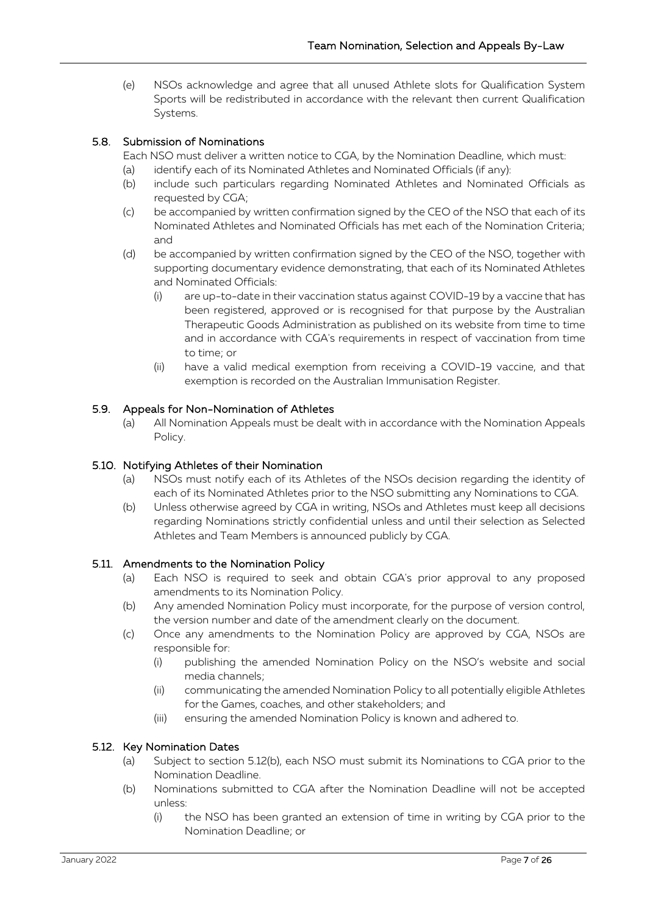(e) NSOs acknowledge and agree that all unused Athlete slots for Qualification System Sports will be redistributed in accordance with the relevant then current Qualification Systems.

### 5.8. Submission of Nominations

Each NSO must deliver a written notice to CGA, by the Nomination Deadline, which must:

(a) identify each of its Nominated Athletes and Nominated Officials (if any):

(b) include such particulars regarding Nominated Athletes and Nominated Officials as requested by CGA;

(c) be accompanied by written confirmation signed by the CEO of the NSO that each of its Nominated Athletes and Nominated Officials has met each of the Nomination Criteria; and

(d) be accompanied by written confirmation signed by the CEO of the NSO, together with supporting documentary evidence demonstrating, that each of its Nominated Athletes and Nominated Officials:

(i) are up-to-date in their vaccination status against COVID-19 by a vaccine that has been registered, approved or is recognised for that purpose by the Australian Therapeutic Goods Administration as published on its website from time to time and in accordance with CGA's requirements in respect of vaccination from time to time; or

(ii) have a valid medical exemption from receiving a COVID-19 vaccine, and that exemption is recorded on the Australian Immunisation Register.

### 5.9. Appeals for Non-Nomination of Athletes

(a) All Nomination Appeals must be dealt with in accordance with the Nomination Appeals Policy.

### 5.10. Notifying Athletes of their Nomination

(a) NSOs must notify each of its Athletes of the NSOs decision regarding the identity of each of its Nominated Athletes prior to the NSO submitting any Nominations to CGA.

(b) Unless otherwise agreed by CGA in writing, NSOs and Athletes must keep all decisions regarding Nominations strictly confidential unless and until their selection as Selected Athletes and Team Members is announced publicly by CGA.

### 5.11. Amendments to the Nomination Policy

(a) Each NSO is required to seek and obtain CGA's prior approval to any proposed amendments to its Nomination Policy.

(b) Any amended Nomination Policy must incorporate, for the purpose of version control, the version number and date of the amendment clearly on the document.

(c) Once any amendments to the Nomination Policy are approved by CGA, NSOs are responsible for:

(i) publishing the amended Nomination Policy on the NSO's website and social media channels;

(ii) communicating the amended Nomination Policy to all potentially eligible Athletes for the Games, coaches, and other stakeholders; and

(iii) ensuring the amended Nomination Policy is known and adhered to.

### 5.12. Key Nomination Dates

(a) Subject to section 5.12(b), each NSO must submit its Nominations to CGA prior to the Nomination Deadline.

(b) Nominations submitted to CGA after the Nomination Deadline will not be accepted unless:

(i) the NSO has been granted an extension of time in writing by CGA prior to the Nomination Deadline; or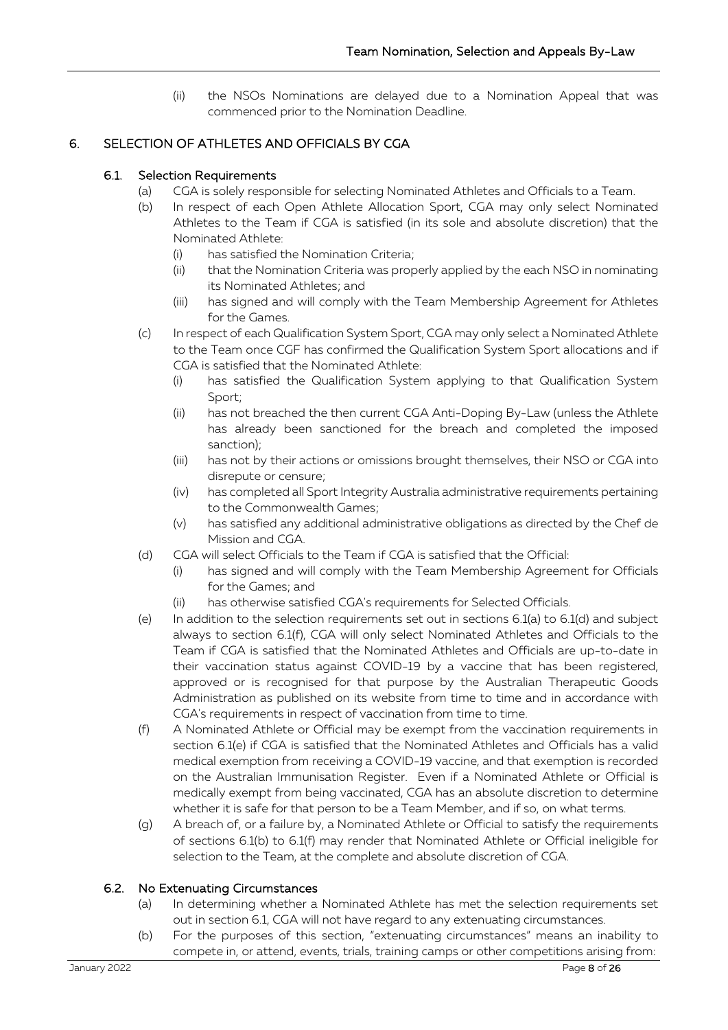(ii) the NSOs Nominations are delayed due to a Nomination Appeal that was commenced prior to the Nomination Deadline.

## 6. SELECTION OF ATHLETES AND OFFICIALS BY CGA

### 6.1. Selection Requirements

(a) CGA is solely responsible for selecting Nominated Athletes and Officials to a Team.

(b) In respect of each Open Athlete Allocation Sport, CGA may only select Nominated Athletes to the Team if CGA is satisfied (in its sole and absolute discretion) that the Nominated Athlete:

(i) has satisfied the Nomination Criteria;

(ii) that the Nomination Criteria was properly applied by the each NSO in nominating its Nominated Athletes; and

(iii) has signed and will comply with the Team Membership Agreement for Athletes for the Games.

(c) In respect of each Qualification System Sport, CGA may only select a Nominated Athlete to the Team once CGF has confirmed the Qualification System Sport allocations and if CGA is satisfied that the Nominated Athlete:

(i) has satisfied the Qualification System applying to that Qualification System Sport;

(ii) has not breached the then current CGA Anti-Doping By-Law (unless the Athlete has already been sanctioned for the breach and completed the imposed sanction);

(iii) has not by their actions or omissions brought themselves, their NSO or CGA into disrepute or censure;

(iv) has completed all Sport Integrity Australia administrative requirements pertaining to the Commonwealth Games;

(v) has satisfied any additional administrative obligations as directed by the Chef de Mission and CGA.

(d) CGA will select Officials to the Team if CGA is satisfied that the Official:

(i) has signed and will comply with the Team Membership Agreement for Officials for the Games; and

(ii) has otherwise satisfied CGA's requirements for Selected Officials.

(e) In addition to the selection requirements set out in sections 6.1(a) to 6.1(d) and subject always to section 6.1(f), CGA will only select Nominated Athletes and Officials to the Team if CGA is satisfied that the Nominated Athletes and Officials are up-to-date in their vaccination status against COVID-19 by a vaccine that has been registered, approved or is recognised for that purpose by the Australian Therapeutic Goods Administration as published on its website from time to time and in accordance with CGA's requirements in respect of vaccination from time to time.

(f) A Nominated Athlete or Official may be exempt from the vaccination requirements in section 6.1(e) if CGA is satisfied that the Nominated Athletes and Officials has a valid medical exemption from receiving a COVID-19 vaccine, and that exemption is recorded on the Australian Immunisation Register. Even if a Nominated Athlete or Official is medically exempt from being vaccinated, CGA has an absolute discretion to determine whether it is safe for that person to be a Team Member, and if so, on what terms.

(g) A breach of, or a failure by, a Nominated Athlete or Official to satisfy the requirements of sections 6.1(b) to 6.1(f) may render that Nominated Athlete or Official ineligible for selection to the Team, at the complete and absolute discretion of CGA.

### 6.2. No Extenuating Circumstances

(a) In determining whether a Nominated Athlete has met the selection requirements set out in section 6.1, CGA will not have regard to any extenuating circumstances.

(b) For the purposes of this section, "extenuating circumstances" means an inability to compete in, or attend, events, trials, training camps or other competitions arising from: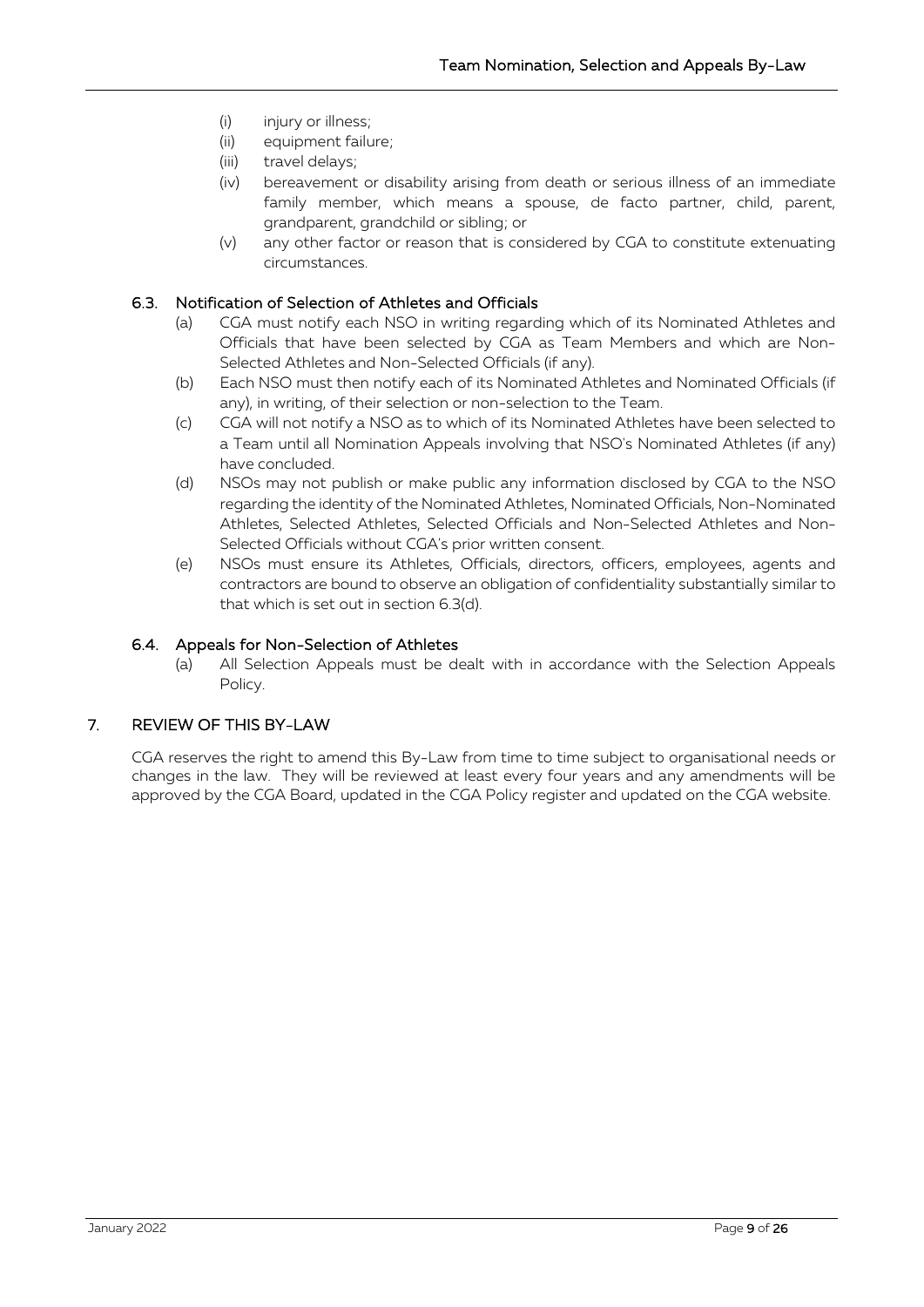(i) injury or illness;
(ii) equipment failure;
(iii) travel delays;
(iv) bereavement or disability arising from death or serious illness of an immediate family member, which means a spouse, de facto partner, child, parent, grandparent, grandchild or sibling; or
(v) any other factor or reason that is considered by CGA to constitute extenuating circumstances.

### 6.3. Notification of Selection of Athletes and Officials

(a) CGA must notify each NSO in writing regarding which of its Nominated Athletes and Officials that have been selected by CGA as Team Members and which are Non-Selected Athletes and Non-Selected Officials (if any).

(b) Each NSO must then notify each of its Nominated Athletes and Nominated Officials (if any), in writing, of their selection or non-selection to the Team.

(c) CGA will not notify a NSO as to which of its Nominated Athletes have been selected to a Team until all Nomination Appeals involving that NSO's Nominated Athletes (if any) have concluded.

(d) NSOs may not publish or make public any information disclosed by CGA to the NSO regarding the identity of the Nominated Athletes, Nominated Officials, Non-Nominated Athletes, Selected Athletes, Selected Officials and Non-Selected Athletes and Non-Selected Officials without CGA's prior written consent.

(e) NSOs must ensure its Athletes, Officials, directors, officers, employees, agents and contractors are bound to observe an obligation of confidentiality substantially similar to that which is set out in section 6.3(d).

### 6.4. Appeals for Non-Selection of Athletes

(a) All Selection Appeals must be dealt with in accordance with the Selection Appeals Policy.

## 7. REVIEW OF THIS BY-LAW

CGA reserves the right to amend this By-Law from time to time subject to organisational needs or changes in the law. They will be reviewed at least every four years and any amendments will be approved by the CGA Board, updated in the CGA Policy register and updated on the CGA website.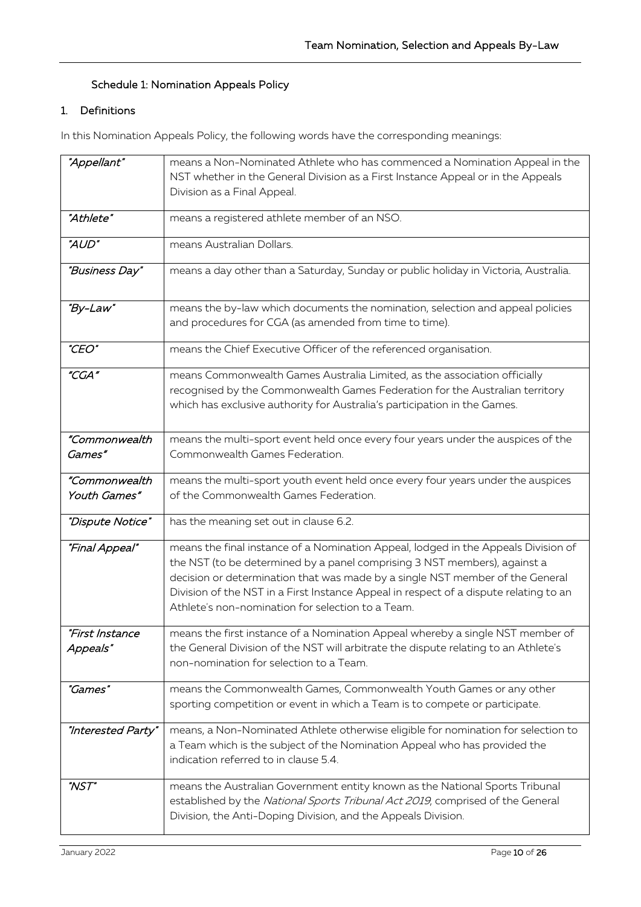## Schedule 1: Nomination Appeals Policy

### 1. Definitions

In this Nomination Appeals Policy, the following words have the corresponding meanings:

| | |
|---|---|
| *"Appellant"* | means a Non-Nominated Athlete who has commenced a Nomination Appeal in the NST whether in the General Division as a First Instance Appeal or in the Appeals Division as a Final Appeal. |
| *"Athlete"* | means a registered athlete member of an NSO. |
| *"AUD"* | means Australian Dollars. |
| *"Business Day"* | means a day other than a Saturday, Sunday or public holiday in Victoria, Australia. |
| *"By-Law"* | means the by-law which documents the nomination, selection and appeal policies and procedures for CGA (as amended from time to time). |
| *"CEO"* | means the Chief Executive Officer of the referenced organisation. |
| *"CGA"* | means Commonwealth Games Australia Limited, as the association officially recognised by the Commonwealth Games Federation for the Australian territory which has exclusive authority for Australia's participation in the Games. |
| *"Commonwealth Games"* | means the multi-sport event held once every four years under the auspices of the Commonwealth Games Federation. |
| *"Commonwealth Youth Games"* | means the multi-sport youth event held once every four years under the auspices of the Commonwealth Games Federation. |
| *"Dispute Notice"* | has the meaning set out in clause 6.2. |
| *"Final Appeal"* | means the final instance of a Nomination Appeal, lodged in the Appeals Division of the NST (to be determined by a panel comprising 3 NST members), against a decision or determination that was made by a single NST member of the General Division of the NST in a First Instance Appeal in respect of a dispute relating to an Athlete's non-nomination for selection to a Team. |
| *"First Instance Appeals"* | means the first instance of a Nomination Appeal whereby a single NST member of the General Division of the NST will arbitrate the dispute relating to an Athlete's non-nomination for selection to a Team. |
| *"Games"* | means the Commonwealth Games, Commonwealth Youth Games or any other sporting competition or event in which a Team is to compete or participate. |
| *"Interested Party"* | means, a Non-Nominated Athlete otherwise eligible for nomination for selection to a Team which is the subject of the Nomination Appeal who has provided the indication referred to in clause 5.4. |
| *"NST"* | means the Australian Government entity known as the National Sports Tribunal established by the *National Sports Tribunal Act 2019*, comprised of the General Division, the Anti-Doping Division, and the Appeals Division. |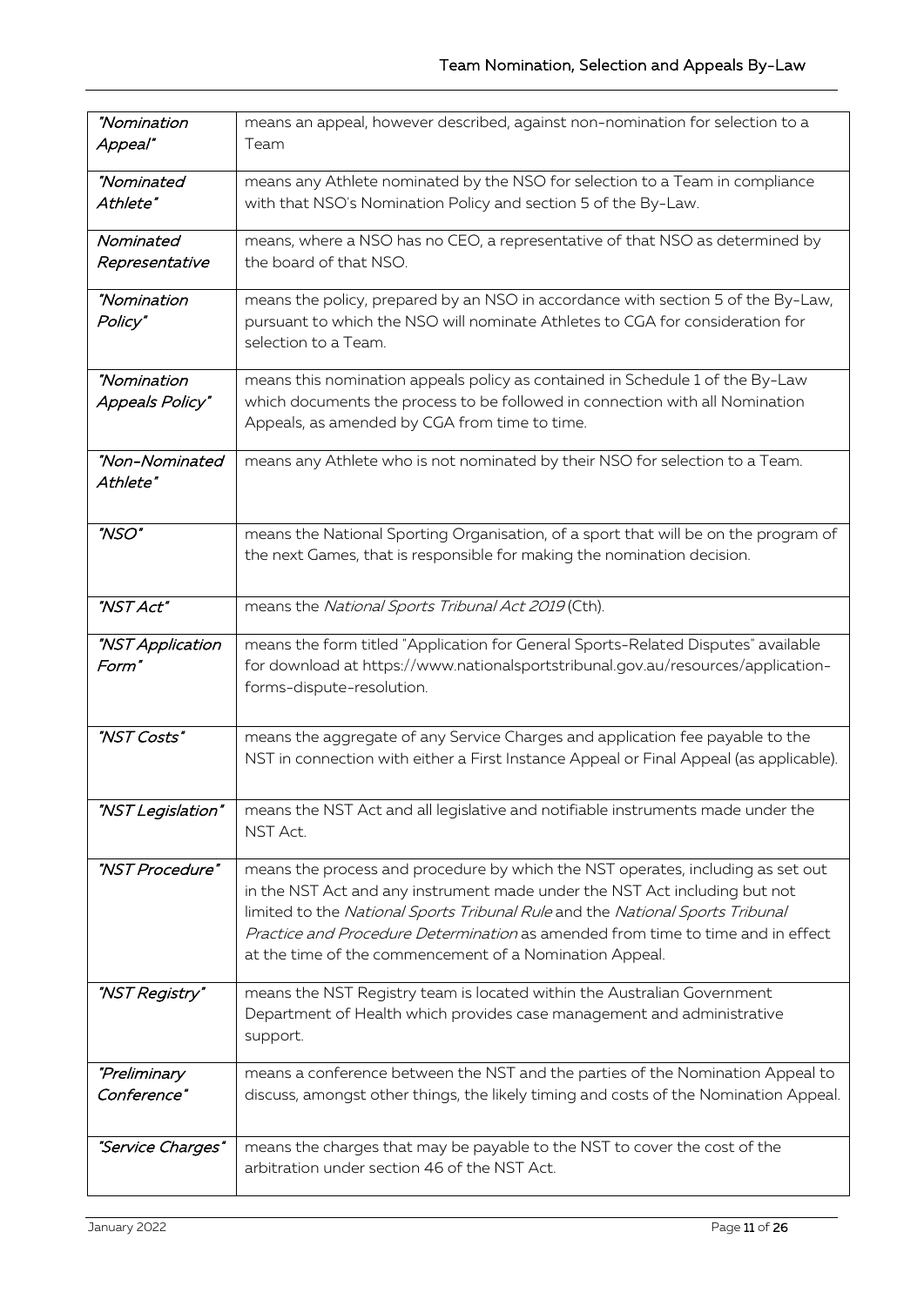| | |
|---|---|
| *"Nomination Appeal"* | means an appeal, however described, against non-nomination for selection to a Team |
| *"Nominated Athlete"* | means any Athlete nominated by the NSO for selection to a Team in compliance with that NSO's Nomination Policy and section 5 of the By-Law. |
| *Nominated Representative* | means, where a NSO has no CEO, a representative of that NSO as determined by the board of that NSO. |
| *"Nomination Policy"* | means the policy, prepared by an NSO in accordance with section 5 of the By-Law, pursuant to which the NSO will nominate Athletes to CGA for consideration for selection to a Team. |
| *"Nomination Appeals Policy"* | means this nomination appeals policy as contained in Schedule 1 of the By-Law which documents the process to be followed in connection with all Nomination Appeals, as amended by CGA from time to time. |
| *"Non-Nominated Athlete"* | means any Athlete who is not nominated by their NSO for selection to a Team. |
| *"NSO"* | means the National Sporting Organisation, of a sport that will be on the program of the next Games, that is responsible for making the nomination decision. |
| *"NST Act"* | means the *National Sports Tribunal Act 2019* (Cth). |
| *"NST Application Form"* | means the form titled "Application for General Sports-Related Disputes" available for download at https://www.nationalsportstribunal.gov.au/resources/application-forms-dispute-resolution. |
| *"NST Costs"* | means the aggregate of any Service Charges and application fee payable to the NST in connection with either a First Instance Appeal or Final Appeal (as applicable). |
| *"NST Legislation"* | means the NST Act and all legislative and notifiable instruments made under the NST Act. |
| *"NST Procedure"* | means the process and procedure by which the NST operates, including as set out in the NST Act and any instrument made under the NST Act including but not limited to the *National Sports Tribunal Rule* and the *National Sports Tribunal Practice and Procedure Determination* as amended from time to time and in effect at the time of the commencement of a Nomination Appeal. |
| *"NST Registry"* | means the NST Registry team is located within the Australian Government Department of Health which provides case management and administrative support. |
| *"Preliminary Conference"* | means a conference between the NST and the parties of the Nomination Appeal to discuss, amongst other things, the likely timing and costs of the Nomination Appeal. |
| *"Service Charges"* | means the charges that may be payable to the NST to cover the cost of the arbitration under section 46 of the NST Act. |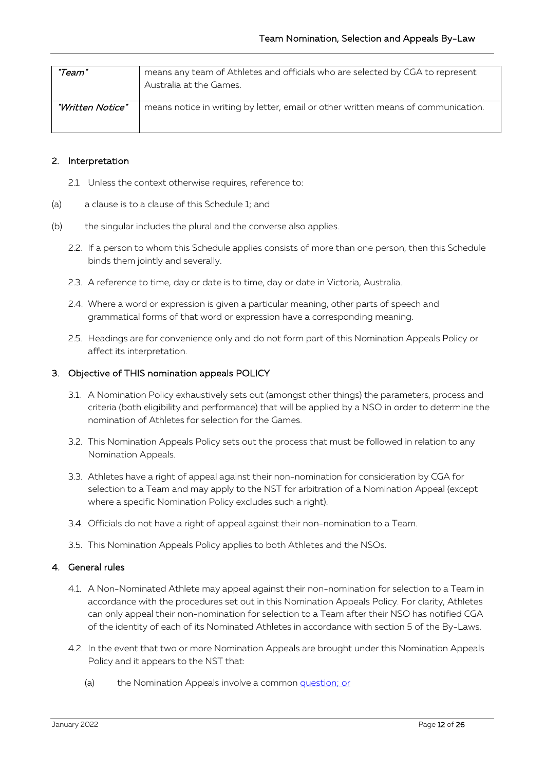| | |
|---|---|
| *"Team"* | means any team of Athletes and officials who are selected by CGA to represent Australia at the Games. |
| *"Written Notice"* | means notice in writing by letter, email or other written means of communication. |

## 2. Interpretation

2.1. Unless the context otherwise requires, reference to:

(a) a clause is to a clause of this Schedule 1; and

(b) the singular includes the plural and the converse also applies.

2.2. If a person to whom this Schedule applies consists of more than one person, then this Schedule binds them jointly and severally.

2.3. A reference to time, day or date is to time, day or date in Victoria, Australia.

2.4. Where a word or expression is given a particular meaning, other parts of speech and grammatical forms of that word or expression have a corresponding meaning.

2.5. Headings are for convenience only and do not form part of this Nomination Appeals Policy or affect its interpretation.

## 3. Objective of THIS nomination appeals POLICY

3.1. A Nomination Policy exhaustively sets out (amongst other things) the parameters, process and criteria (both eligibility and performance) that will be applied by a NSO in order to determine the nomination of Athletes for selection for the Games.

3.2. This Nomination Appeals Policy sets out the process that must be followed in relation to any Nomination Appeals.

3.3. Athletes have a right of appeal against their non-nomination for consideration by CGA for selection to a Team and may apply to the NST for arbitration of a Nomination Appeal (except where a specific Nomination Policy excludes such a right).

3.4. Officials do not have a right of appeal against their non-nomination to a Team.

3.5. This Nomination Appeals Policy applies to both Athletes and the NSOs.

## 4. General rules

4.1. A Non-Nominated Athlete may appeal against their non-nomination for selection to a Team in accordance with the procedures set out in this Nomination Appeals Policy. For clarity, Athletes can only appeal their non-nomination for selection to a Team after their NSO has notified CGA of the identity of each of its Nominated Athletes in accordance with section 5 of the By-Laws.

4.2. In the event that two or more Nomination Appeals are brought under this Nomination Appeals Policy and it appears to the NST that:

(a) the Nomination Appeals involve a common question; or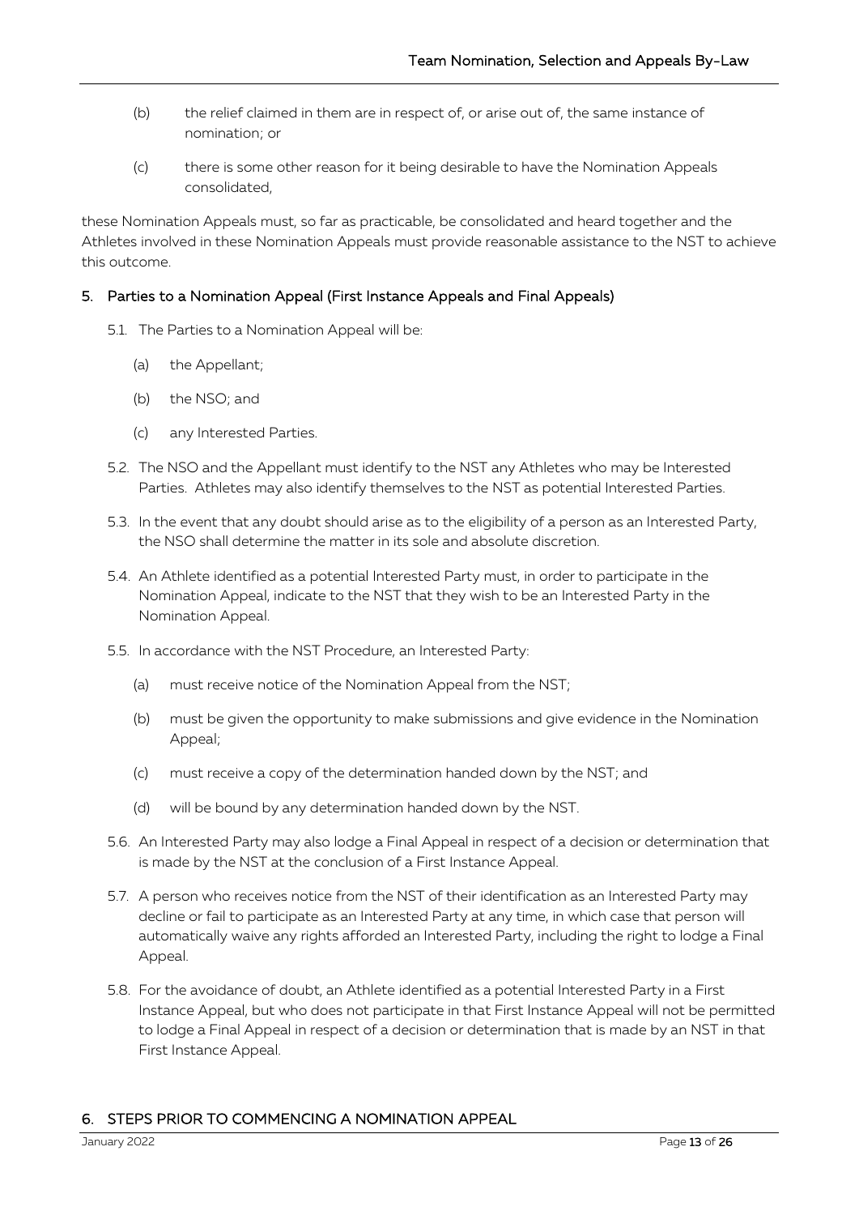(b) the relief claimed in them are in respect of, or arise out of, the same instance of nomination; or

(c) there is some other reason for it being desirable to have the Nomination Appeals consolidated,

these Nomination Appeals must, so far as practicable, be consolidated and heard together and the Athletes involved in these Nomination Appeals must provide reasonable assistance to the NST to achieve this outcome.

## 5. Parties to a Nomination Appeal (First Instance Appeals and Final Appeals)

5.1. The Parties to a Nomination Appeal will be:

(a) the Appellant;

(b) the NSO; and

(c) any Interested Parties.

5.2. The NSO and the Appellant must identify to the NST any Athletes who may be Interested Parties. Athletes may also identify themselves to the NST as potential Interested Parties.

5.3. In the event that any doubt should arise as to the eligibility of a person as an Interested Party, the NSO shall determine the matter in its sole and absolute discretion.

5.4. An Athlete identified as a potential Interested Party must, in order to participate in the Nomination Appeal, indicate to the NST that they wish to be an Interested Party in the Nomination Appeal.

5.5. In accordance with the NST Procedure, an Interested Party:

(a) must receive notice of the Nomination Appeal from the NST;

(b) must be given the opportunity to make submissions and give evidence in the Nomination Appeal;

(c) must receive a copy of the determination handed down by the NST; and

(d) will be bound by any determination handed down by the NST.

5.6. An Interested Party may also lodge a Final Appeal in respect of a decision or determination that is made by the NST at the conclusion of a First Instance Appeal.

5.7. A person who receives notice from the NST of their identification as an Interested Party may decline or fail to participate as an Interested Party at any time, in which case that person will automatically waive any rights afforded an Interested Party, including the right to lodge a Final Appeal.

5.8. For the avoidance of doubt, an Athlete identified as a potential Interested Party in a First Instance Appeal, but who does not participate in that First Instance Appeal will not be permitted to lodge a Final Appeal in respect of a decision or determination that is made by an NST in that First Instance Appeal.

## 6. STEPS PRIOR TO COMMENCING A NOMINATION APPEAL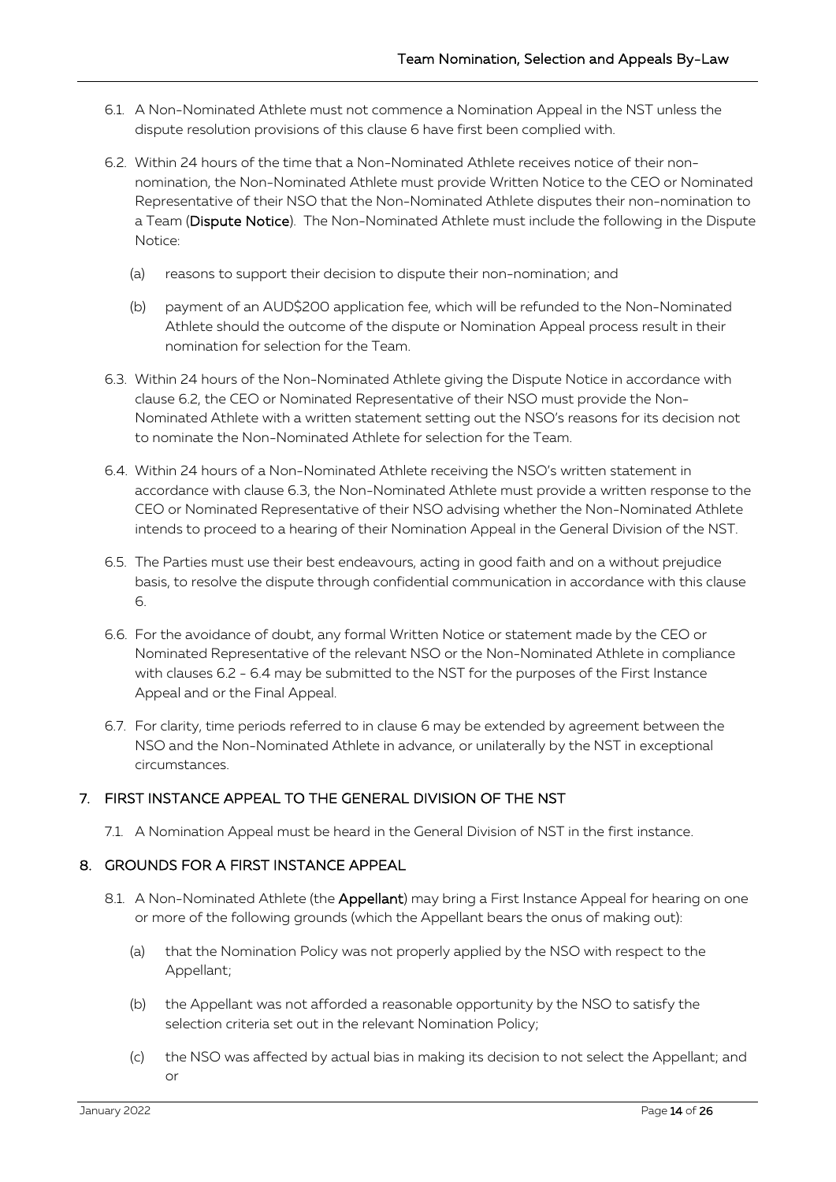6.1. A Non-Nominated Athlete must not commence a Nomination Appeal in the NST unless the dispute resolution provisions of this clause 6 have first been complied with.

6.2. Within 24 hours of the time that a Non-Nominated Athlete receives notice of their non-nomination, the Non-Nominated Athlete must provide Written Notice to the CEO or Nominated Representative of their NSO that the Non-Nominated Athlete disputes their non-nomination to a Team (**Dispute Notice**). The Non-Nominated Athlete must include the following in the Dispute Notice:

(a) reasons to support their decision to dispute their non-nomination; and

(b) payment of an AUD$200 application fee, which will be refunded to the Non-Nominated Athlete should the outcome of the dispute or Nomination Appeal process result in their nomination for selection for the Team.

6.3. Within 24 hours of the Non-Nominated Athlete giving the Dispute Notice in accordance with clause 6.2, the CEO or Nominated Representative of their NSO must provide the Non-Nominated Athlete with a written statement setting out the NSO's reasons for its decision not to nominate the Non-Nominated Athlete for selection for the Team.

6.4. Within 24 hours of a Non-Nominated Athlete receiving the NSO's written statement in accordance with clause 6.3, the Non-Nominated Athlete must provide a written response to the CEO or Nominated Representative of their NSO advising whether the Non-Nominated Athlete intends to proceed to a hearing of their Nomination Appeal in the General Division of the NST.

6.5. The Parties must use their best endeavours, acting in good faith and on a without prejudice basis, to resolve the dispute through confidential communication in accordance with this clause 6.

6.6. For the avoidance of doubt, any formal Written Notice or statement made by the CEO or Nominated Representative of the relevant NSO or the Non-Nominated Athlete in compliance with clauses 6.2 - 6.4 may be submitted to the NST for the purposes of the First Instance Appeal and or the Final Appeal.

6.7. For clarity, time periods referred to in clause 6 may be extended by agreement between the NSO and the Non-Nominated Athlete in advance, or unilaterally by the NST in exceptional circumstances.

## 7. FIRST INSTANCE APPEAL TO THE GENERAL DIVISION OF THE NST

7.1. A Nomination Appeal must be heard in the General Division of NST in the first instance.

## 8. GROUNDS FOR A FIRST INSTANCE APPEAL

8.1. A Non-Nominated Athlete (the **Appellant**) may bring a First Instance Appeal for hearing on one or more of the following grounds (which the Appellant bears the onus of making out):

(a) that the Nomination Policy was not properly applied by the NSO with respect to the Appellant;

(b) the Appellant was not afforded a reasonable opportunity by the NSO to satisfy the selection criteria set out in the relevant Nomination Policy;

(c) the NSO was affected by actual bias in making its decision to not select the Appellant; and or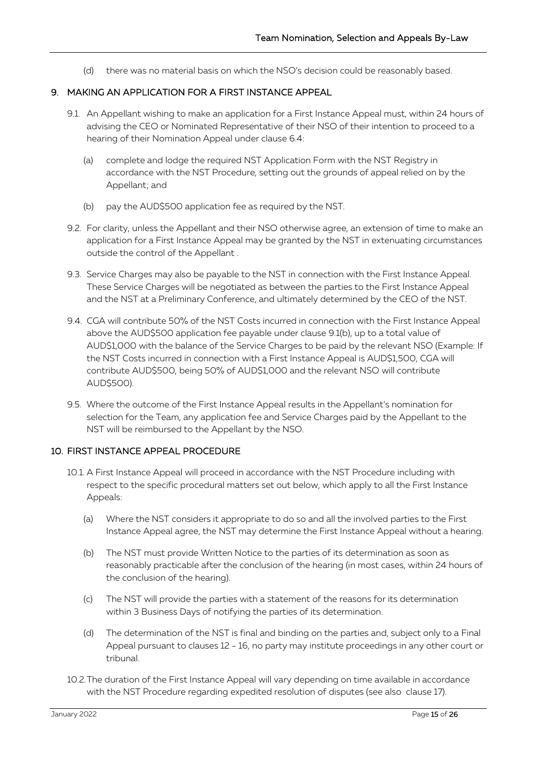(d) there was no material basis on which the NSO's decision could be reasonably based.

## 9. MAKING AN APPLICATION FOR A FIRST INSTANCE APPEAL

9.1. An Appellant wishing to make an application for a First Instance Appeal must, within 24 hours of advising the CEO or Nominated Representative of their NSO of their intention to proceed to a hearing of their Nomination Appeal under clause 6.4:

(a) complete and lodge the required NST Application Form with the NST Registry in accordance with the NST Procedure, setting out the grounds of appeal relied on by the Appellant; and

(b) pay the AUD$500 application fee as required by the NST.

9.2. For clarity, unless the Appellant and their NSO otherwise agree, an extension of time to make an application for a First Instance Appeal may be granted by the NST in extenuating circumstances outside the control of the Appellant .

9.3. Service Charges may also be payable to the NST in connection with the First Instance Appeal. These Service Charges will be negotiated as between the parties to the First Instance Appeal and the NST at a Preliminary Conference, and ultimately determined by the CEO of the NST.

9.4. CGA will contribute 50% of the NST Costs incurred in connection with the First Instance Appeal above the AUD$500 application fee payable under clause 9.1(b), up to a total value of AUD$1,000 with the balance of the Service Charges to be paid by the relevant NSO (Example: If the NST Costs incurred in connection with a First Instance Appeal is AUD$1,500, CGA will contribute AUD$500, being 50% of AUD$1,000 and the relevant NSO will contribute AUD$500).

9.5. Where the outcome of the First Instance Appeal results in the Appellant's nomination for selection for the Team, any application fee and Service Charges paid by the Appellant to the NST will be reimbursed to the Appellant by the NSO.

## 10. FIRST INSTANCE APPEAL PROCEDURE

10.1. A First Instance Appeal will proceed in accordance with the NST Procedure including with respect to the specific procedural matters set out below, which apply to all the First Instance Appeals:

(a) Where the NST considers it appropriate to do so and all the involved parties to the First Instance Appeal agree, the NST may determine the First Instance Appeal without a hearing.

(b) The NST must provide Written Notice to the parties of its determination as soon as reasonably practicable after the conclusion of the hearing (in most cases, within 24 hours of the conclusion of the hearing).

(c) The NST will provide the parties with a statement of the reasons for its determination within 3 Business Days of notifying the parties of its determination.

(d) The determination of the NST is final and binding on the parties and, subject only to a Final Appeal pursuant to clauses 12 - 16, no party may institute proceedings in any other court or tribunal.

10.2. The duration of the First Instance Appeal will vary depending on time available in accordance with the NST Procedure regarding expedited resolution of disputes (see also clause 17).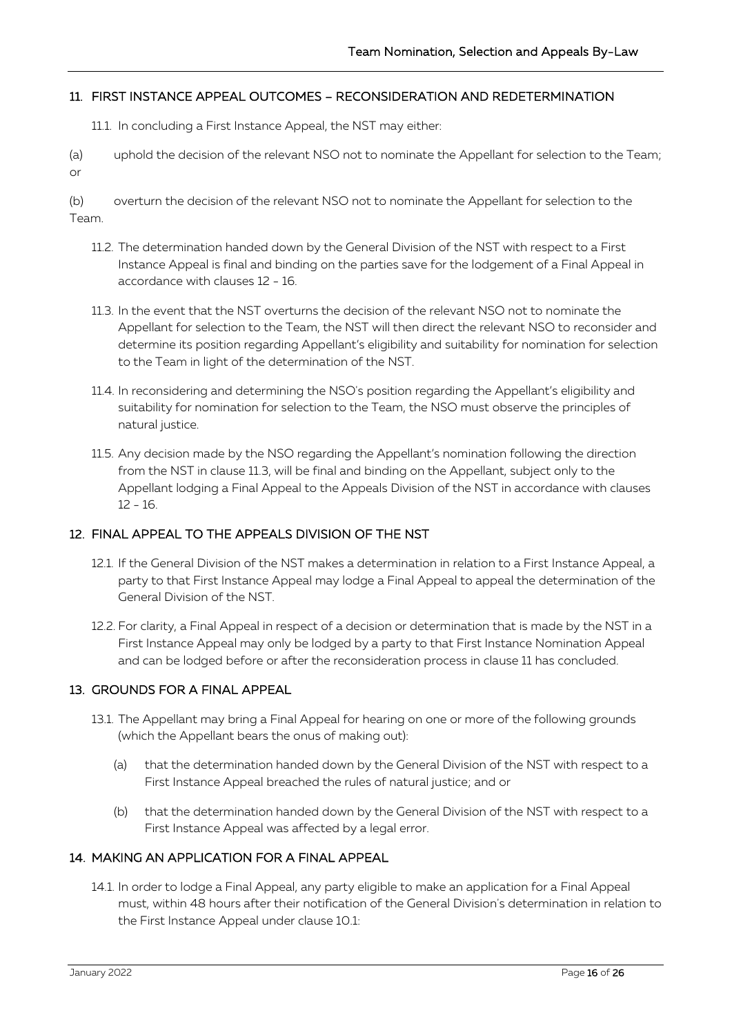## 11. FIRST INSTANCE APPEAL OUTCOMES – RECONSIDERATION AND REDETERMINATION

11.1. In concluding a First Instance Appeal, the NST may either:

(a) uphold the decision of the relevant NSO not to nominate the Appellant for selection to the Team; or

(b) overturn the decision of the relevant NSO not to nominate the Appellant for selection to the Team.

11.2. The determination handed down by the General Division of the NST with respect to a First Instance Appeal is final and binding on the parties save for the lodgement of a Final Appeal in accordance with clauses 12 - 16.

11.3. In the event that the NST overturns the decision of the relevant NSO not to nominate the Appellant for selection to the Team, the NST will then direct the relevant NSO to reconsider and determine its position regarding Appellant's eligibility and suitability for nomination for selection to the Team in light of the determination of the NST.

11.4. In reconsidering and determining the NSO's position regarding the Appellant's eligibility and suitability for nomination for selection to the Team, the NSO must observe the principles of natural justice.

11.5. Any decision made by the NSO regarding the Appellant's nomination following the direction from the NST in clause 11.3, will be final and binding on the Appellant, subject only to the Appellant lodging a Final Appeal to the Appeals Division of the NST in accordance with clauses 12 - 16.

## 12. FINAL APPEAL TO THE APPEALS DIVISION OF THE NST

12.1. If the General Division of the NST makes a determination in relation to a First Instance Appeal, a party to that First Instance Appeal may lodge a Final Appeal to appeal the determination of the General Division of the NST.

12.2. For clarity, a Final Appeal in respect of a decision or determination that is made by the NST in a First Instance Appeal may only be lodged by a party to that First Instance Nomination Appeal and can be lodged before or after the reconsideration process in clause 11 has concluded.

## 13. GROUNDS FOR A FINAL APPEAL

13.1. The Appellant may bring a Final Appeal for hearing on one or more of the following grounds (which the Appellant bears the onus of making out):

(a) that the determination handed down by the General Division of the NST with respect to a First Instance Appeal breached the rules of natural justice; and or

(b) that the determination handed down by the General Division of the NST with respect to a First Instance Appeal was affected by a legal error.

## 14. MAKING AN APPLICATION FOR A FINAL APPEAL

14.1. In order to lodge a Final Appeal, any party eligible to make an application for a Final Appeal must, within 48 hours after their notification of the General Division's determination in relation to the First Instance Appeal under clause 10.1: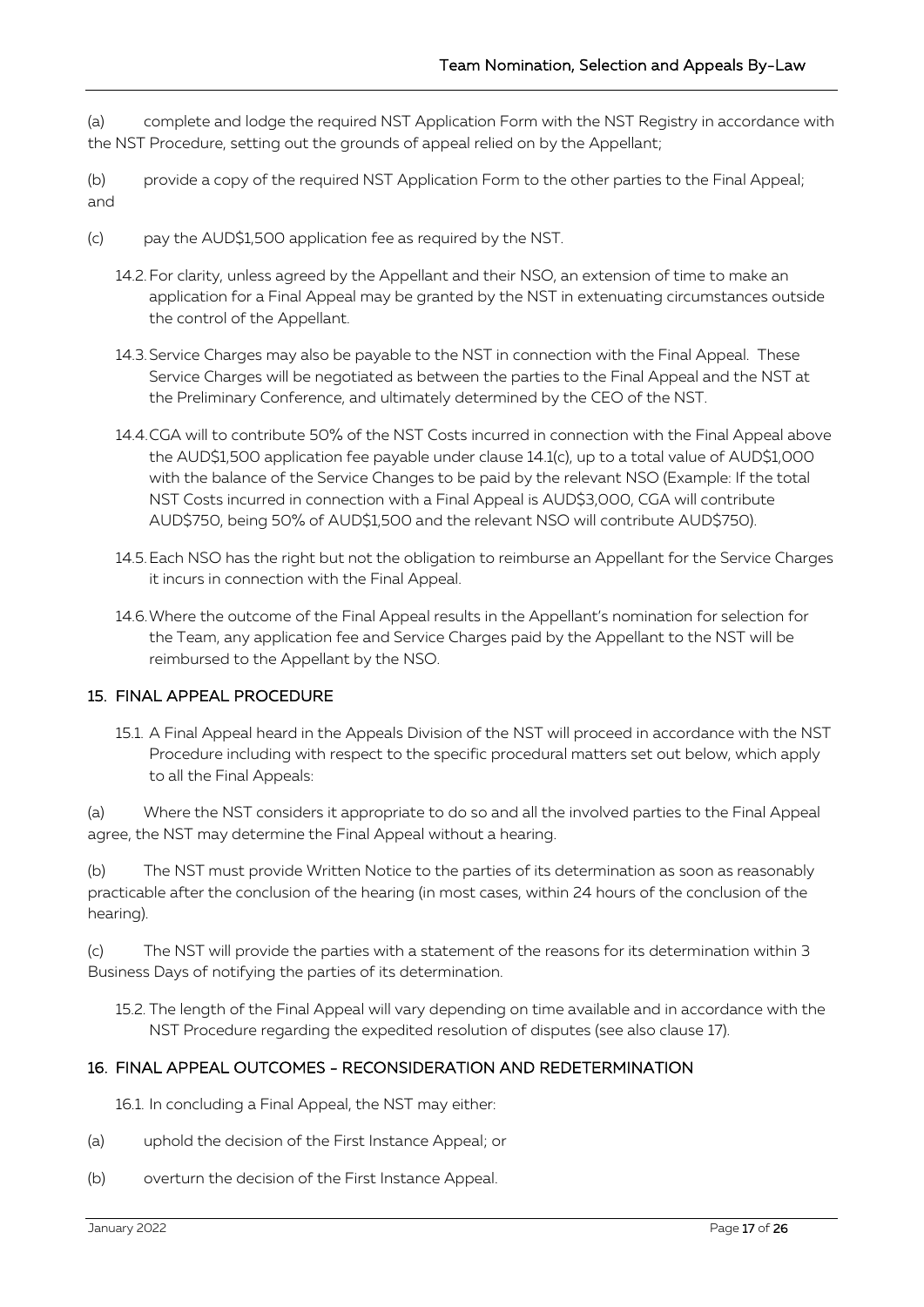(a) complete and lodge the required NST Application Form with the NST Registry in accordance with the NST Procedure, setting out the grounds of appeal relied on by the Appellant;

(b) provide a copy of the required NST Application Form to the other parties to the Final Appeal; and

(c) pay the AUD$1,500 application fee as required by the NST.

14.2. For clarity, unless agreed by the Appellant and their NSO, an extension of time to make an application for a Final Appeal may be granted by the NST in extenuating circumstances outside the control of the Appellant.

14.3. Service Charges may also be payable to the NST in connection with the Final Appeal. These Service Charges will be negotiated as between the parties to the Final Appeal and the NST at the Preliminary Conference, and ultimately determined by the CEO of the NST.

14.4. CGA will to contribute 50% of the NST Costs incurred in connection with the Final Appeal above the AUD$1,500 application fee payable under clause 14.1(c), up to a total value of AUD$1,000 with the balance of the Service Changes to be paid by the relevant NSO (Example: If the total NST Costs incurred in connection with a Final Appeal is AUD$3,000, CGA will contribute AUD$750, being 50% of AUD$1,500 and the relevant NSO will contribute AUD$750).

14.5. Each NSO has the right but not the obligation to reimburse an Appellant for the Service Charges it incurs in connection with the Final Appeal.

14.6. Where the outcome of the Final Appeal results in the Appellant's nomination for selection for the Team, any application fee and Service Charges paid by the Appellant to the NST will be reimbursed to the Appellant by the NSO.

## 15. FINAL APPEAL PROCEDURE

15.1. A Final Appeal heard in the Appeals Division of the NST will proceed in accordance with the NST Procedure including with respect to the specific procedural matters set out below, which apply to all the Final Appeals:

(a) Where the NST considers it appropriate to do so and all the involved parties to the Final Appeal agree, the NST may determine the Final Appeal without a hearing.

(b) The NST must provide Written Notice to the parties of its determination as soon as reasonably practicable after the conclusion of the hearing (in most cases, within 24 hours of the conclusion of the hearing).

(c) The NST will provide the parties with a statement of the reasons for its determination within 3 Business Days of notifying the parties of its determination.

15.2. The length of the Final Appeal will vary depending on time available and in accordance with the NST Procedure regarding the expedited resolution of disputes (see also clause 17).

## 16. FINAL APPEAL OUTCOMES - RECONSIDERATION AND REDETERMINATION

16.1. In concluding a Final Appeal, the NST may either:

(a) uphold the decision of the First Instance Appeal; or

(b) overturn the decision of the First Instance Appeal.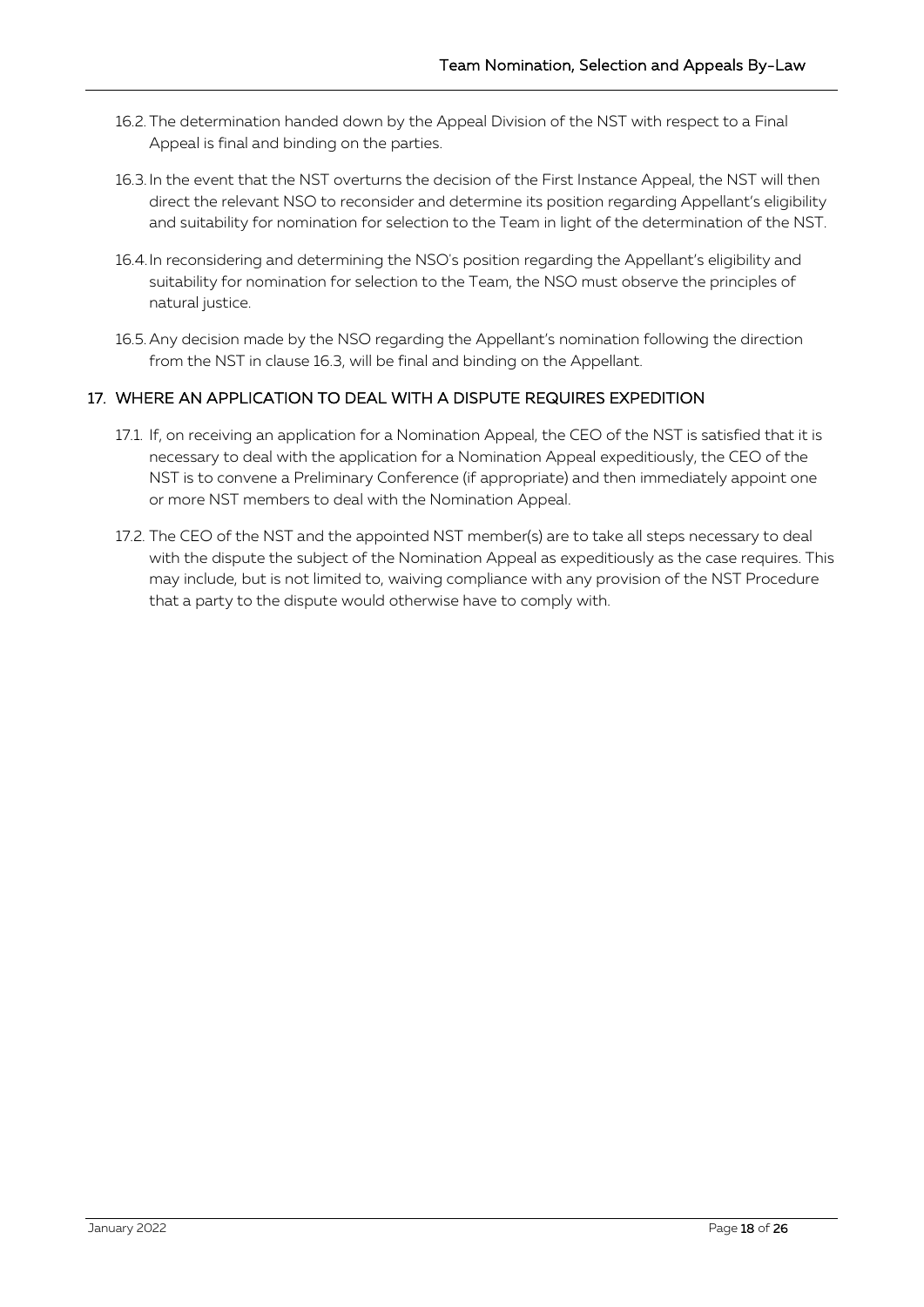16.2. The determination handed down by the Appeal Division of the NST with respect to a Final Appeal is final and binding on the parties.

16.3. In the event that the NST overturns the decision of the First Instance Appeal, the NST will then direct the relevant NSO to reconsider and determine its position regarding Appellant's eligibility and suitability for nomination for selection to the Team in light of the determination of the NST.

16.4. In reconsidering and determining the NSO's position regarding the Appellant's eligibility and suitability for nomination for selection to the Team, the NSO must observe the principles of natural justice.

16.5. Any decision made by the NSO regarding the Appellant's nomination following the direction from the NST in clause 16.3, will be final and binding on the Appellant.

## 17. WHERE AN APPLICATION TO DEAL WITH A DISPUTE REQUIRES EXPEDITION

17.1. If, on receiving an application for a Nomination Appeal, the CEO of the NST is satisfied that it is necessary to deal with the application for a Nomination Appeal expeditiously, the CEO of the NST is to convene a Preliminary Conference (if appropriate) and then immediately appoint one or more NST members to deal with the Nomination Appeal.

17.2. The CEO of the NST and the appointed NST member(s) are to take all steps necessary to deal with the dispute the subject of the Nomination Appeal as expeditiously as the case requires. This may include, but is not limited to, waiving compliance with any provision of the NST Procedure that a party to the dispute would otherwise have to comply with.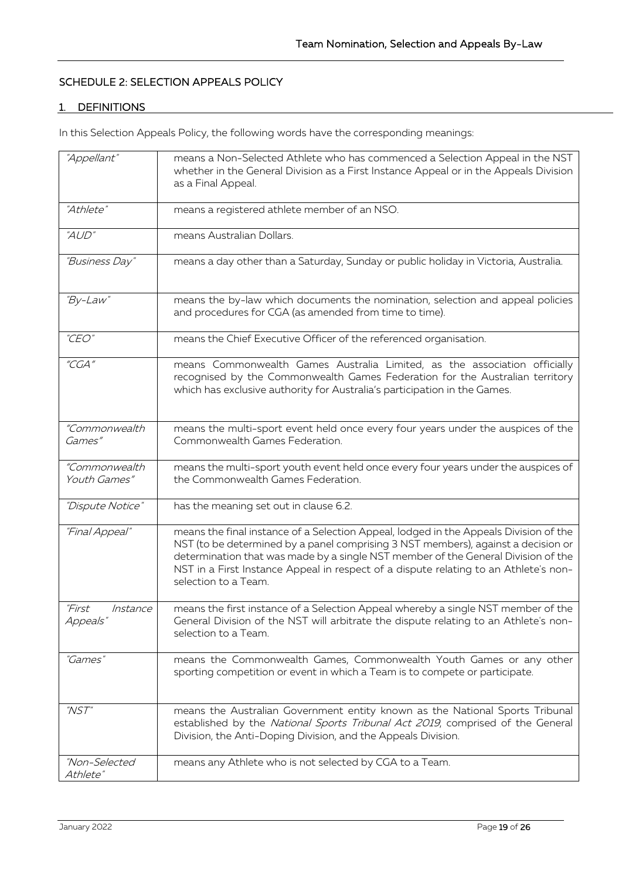## SCHEDULE 2: SELECTION APPEALS POLICY

### 1. DEFINITIONS

In this Selection Appeals Policy, the following words have the corresponding meanings:

| | |
|---|---|
| *"Appellant"* | means a Non-Selected Athlete who has commenced a Selection Appeal in the NST whether in the General Division as a First Instance Appeal or in the Appeals Division as a Final Appeal. |
| *"Athlete"* | means a registered athlete member of an NSO. |
| *"AUD"* | means Australian Dollars. |
| *"Business Day"* | means a day other than a Saturday, Sunday or public holiday in Victoria, Australia. |
| *"By-Law"* | means the by-law which documents the nomination, selection and appeal policies and procedures for CGA (as amended from time to time). |
| *"CEO"* | means the Chief Executive Officer of the referenced organisation. |
| *"CGA"* | means Commonwealth Games Australia Limited, as the association officially recognised by the Commonwealth Games Federation for the Australian territory which has exclusive authority for Australia's participation in the Games. |
| *"Commonwealth Games"* | means the multi-sport event held once every four years under the auspices of the Commonwealth Games Federation. |
| *"Commonwealth Youth Games"* | means the multi-sport youth event held once every four years under the auspices of the Commonwealth Games Federation. |
| *"Dispute Notice"* | has the meaning set out in clause 6.2. |
| *"Final Appeal"* | means the final instance of a Selection Appeal, lodged in the Appeals Division of the NST (to be determined by a panel comprising 3 NST members), against a decision or determination that was made by a single NST member of the General Division of the NST in a First Instance Appeal in respect of a dispute relating to an Athlete's non-selection to a Team. |
| *"First Instance Appeals"* | means the first instance of a Selection Appeal whereby a single NST member of the General Division of the NST will arbitrate the dispute relating to an Athlete's non-selection to a Team. |
| *"Games"* | means the Commonwealth Games, Commonwealth Youth Games or any other sporting competition or event in which a Team is to compete or participate. |
| *"NST"* | means the Australian Government entity known as the National Sports Tribunal established by the *National Sports Tribunal Act 2019*, comprised of the General Division, the Anti-Doping Division, and the Appeals Division. |
| *"Non-Selected Athlete"* | means any Athlete who is not selected by CGA to a Team. |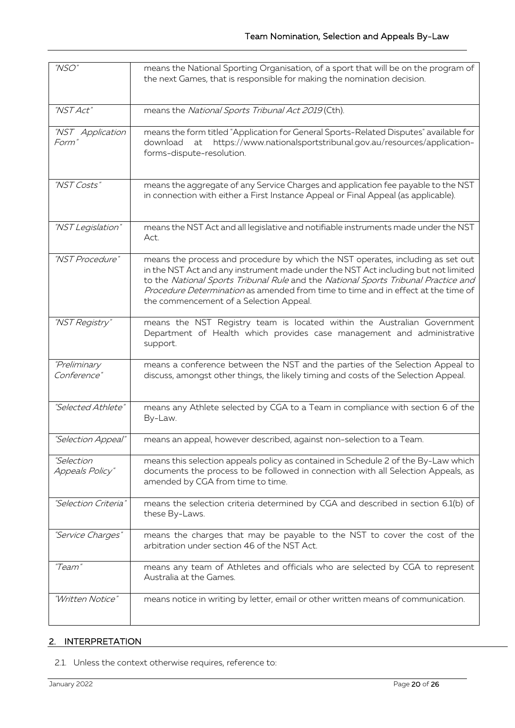| | |
|---|---|
| *"NSO"* | means the National Sporting Organisation, of a sport that will be on the program of the next Games, that is responsible for making the nomination decision. |
| *"NST Act"* | means the *National Sports Tribunal Act 2019* (Cth). |
| *"NST Application Form"* | means the form titled "Application for General Sports-Related Disputes" available for download at https://www.nationalsportstribunal.gov.au/resources/application-forms-dispute-resolution. |
| *"NST Costs"* | means the aggregate of any Service Charges and application fee payable to the NST in connection with either a First Instance Appeal or Final Appeal (as applicable). |
| *"NST Legislation"* | means the NST Act and all legislative and notifiable instruments made under the NST Act. |
| *"NST Procedure"* | means the process and procedure by which the NST operates, including as set out in the NST Act and any instrument made under the NST Act including but not limited to the *National Sports Tribunal Rule* and the *National Sports Tribunal Practice and Procedure Determination* as amended from time to time and in effect at the time of the commencement of a Selection Appeal. |
| *"NST Registry"* | means the NST Registry team is located within the Australian Government Department of Health which provides case management and administrative support. |
| *"Preliminary Conference"* | means a conference between the NST and the parties of the Selection Appeal to discuss, amongst other things, the likely timing and costs of the Selection Appeal. |
| *"Selected Athlete"* | means any Athlete selected by CGA to a Team in compliance with section 6 of the By-Law. |
| *"Selection Appeal"* | means an appeal, however described, against non-selection to a Team. |
| *"Selection Appeals Policy"* | means this selection appeals policy as contained in Schedule 2 of the By-Law which documents the process to be followed in connection with all Selection Appeals, as amended by CGA from time to time. |
| *"Selection Criteria"* | means the selection criteria determined by CGA and described in section 6.1(b) of these By-Laws. |
| *"Service Charges"* | means the charges that may be payable to the NST to cover the cost of the arbitration under section 46 of the NST Act. |
| *"Team"* | means any team of Athletes and officials who are selected by CGA to represent Australia at the Games. |
| *"Written Notice"* | means notice in writing by letter, email or other written means of communication. |

## 2. INTERPRETATION

2.1. Unless the context otherwise requires, reference to: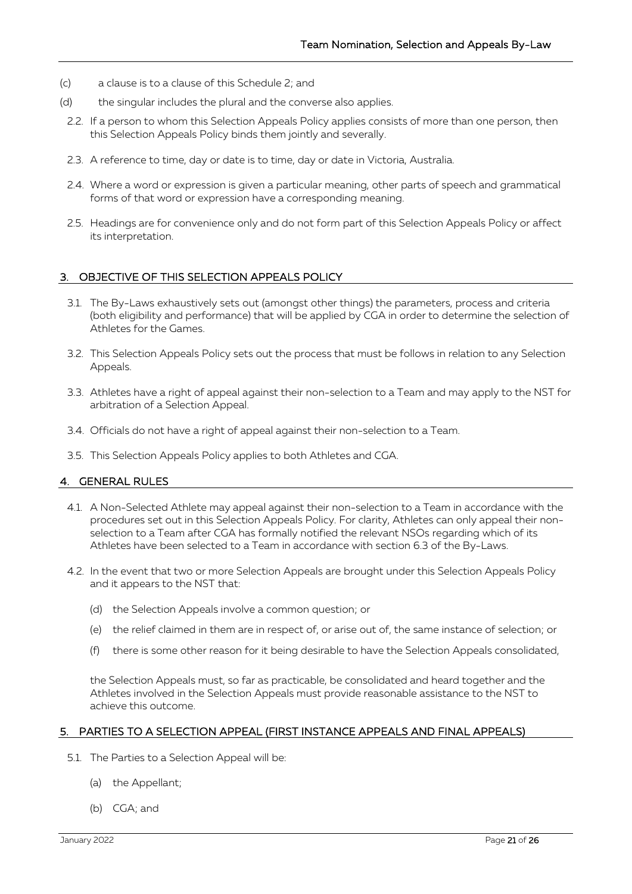(c) a clause is to a clause of this Schedule 2; and

(d) the singular includes the plural and the converse also applies.

2.2. If a person to whom this Selection Appeals Policy applies consists of more than one person, then this Selection Appeals Policy binds them jointly and severally.

2.3. A reference to time, day or date is to time, day or date in Victoria, Australia.

2.4. Where a word or expression is given a particular meaning, other parts of speech and grammatical forms of that word or expression have a corresponding meaning.

2.5. Headings are for convenience only and do not form part of this Selection Appeals Policy or affect its interpretation.

## 3. OBJECTIVE OF THIS SELECTION APPEALS POLICY

3.1. The By-Laws exhaustively sets out (amongst other things) the parameters, process and criteria (both eligibility and performance) that will be applied by CGA in order to determine the selection of Athletes for the Games.

3.2. This Selection Appeals Policy sets out the process that must be follows in relation to any Selection Appeals.

3.3. Athletes have a right of appeal against their non-selection to a Team and may apply to the NST for arbitration of a Selection Appeal.

3.4. Officials do not have a right of appeal against their non-selection to a Team.

3.5. This Selection Appeals Policy applies to both Athletes and CGA.

## 4. GENERAL RULES

4.1. A Non-Selected Athlete may appeal against their non-selection to a Team in accordance with the procedures set out in this Selection Appeals Policy. For clarity, Athletes can only appeal their non-selection to a Team after CGA has formally notified the relevant NSOs regarding which of its Athletes have been selected to a Team in accordance with section 6.3 of the By-Laws.

4.2. In the event that two or more Selection Appeals are brought under this Selection Appeals Policy and it appears to the NST that:

(d) the Selection Appeals involve a common question; or

(e) the relief claimed in them are in respect of, or arise out of, the same instance of selection; or

(f) there is some other reason for it being desirable to have the Selection Appeals consolidated,

the Selection Appeals must, so far as practicable, be consolidated and heard together and the Athletes involved in the Selection Appeals must provide reasonable assistance to the NST to achieve this outcome.

## 5. PARTIES TO A SELECTION APPEAL (FIRST INSTANCE APPEALS AND FINAL APPEALS)

5.1. The Parties to a Selection Appeal will be:

(a) the Appellant;

(b) CGA; and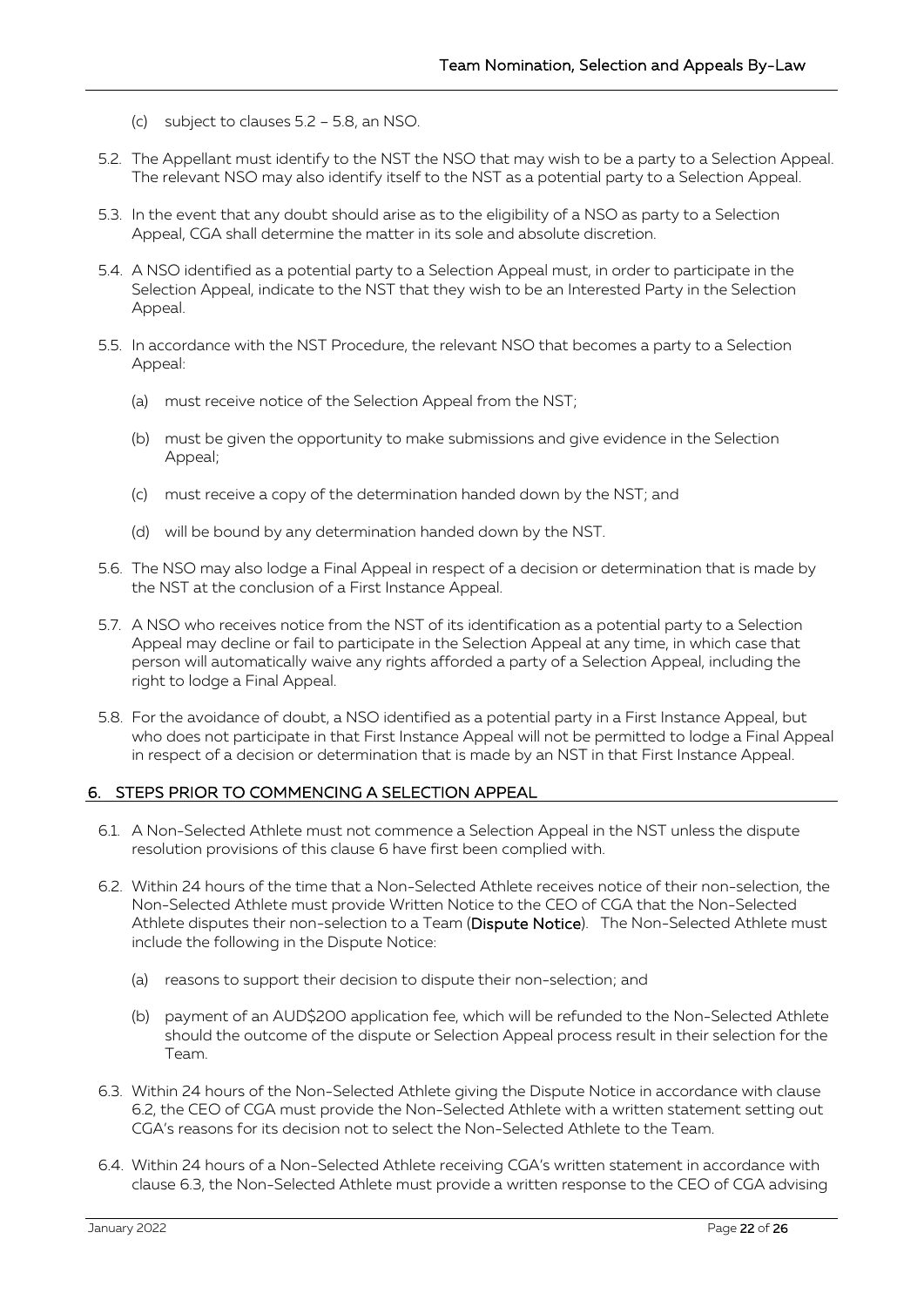(c) subject to clauses 5.2 – 5.8, an NSO.

5.2. The Appellant must identify to the NST the NSO that may wish to be a party to a Selection Appeal. The relevant NSO may also identify itself to the NST as a potential party to a Selection Appeal.

5.3. In the event that any doubt should arise as to the eligibility of a NSO as party to a Selection Appeal, CGA shall determine the matter in its sole and absolute discretion.

5.4. A NSO identified as a potential party to a Selection Appeal must, in order to participate in the Selection Appeal, indicate to the NST that they wish to be an Interested Party in the Selection Appeal.

5.5. In accordance with the NST Procedure, the relevant NSO that becomes a party to a Selection Appeal:

(a) must receive notice of the Selection Appeal from the NST;

(b) must be given the opportunity to make submissions and give evidence in the Selection Appeal;

(c) must receive a copy of the determination handed down by the NST; and

(d) will be bound by any determination handed down by the NST.

5.6. The NSO may also lodge a Final Appeal in respect of a decision or determination that is made by the NST at the conclusion of a First Instance Appeal.

5.7. A NSO who receives notice from the NST of its identification as a potential party to a Selection Appeal may decline or fail to participate in the Selection Appeal at any time, in which case that person will automatically waive any rights afforded a party of a Selection Appeal, including the right to lodge a Final Appeal.

5.8. For the avoidance of doubt, a NSO identified as a potential party in a First Instance Appeal, but who does not participate in that First Instance Appeal will not be permitted to lodge a Final Appeal in respect of a decision or determination that is made by an NST in that First Instance Appeal.

## 6. STEPS PRIOR TO COMMENCING A SELECTION APPEAL

6.1. A Non-Selected Athlete must not commence a Selection Appeal in the NST unless the dispute resolution provisions of this clause 6 have first been complied with.

6.2. Within 24 hours of the time that a Non-Selected Athlete receives notice of their non-selection, the Non-Selected Athlete must provide Written Notice to the CEO of CGA that the Non-Selected Athlete disputes their non-selection to a Team (**Dispute Notice**). The Non-Selected Athlete must include the following in the Dispute Notice:

(a) reasons to support their decision to dispute their non-selection; and

(b) payment of an AUD$200 application fee, which will be refunded to the Non-Selected Athlete should the outcome of the dispute or Selection Appeal process result in their selection for the Team.

6.3. Within 24 hours of the Non-Selected Athlete giving the Dispute Notice in accordance with clause 6.2, the CEO of CGA must provide the Non-Selected Athlete with a written statement setting out CGA's reasons for its decision not to select the Non-Selected Athlete to the Team.

6.4. Within 24 hours of a Non-Selected Athlete receiving CGA's written statement in accordance with clause 6.3, the Non-Selected Athlete must provide a written response to the CEO of CGA advising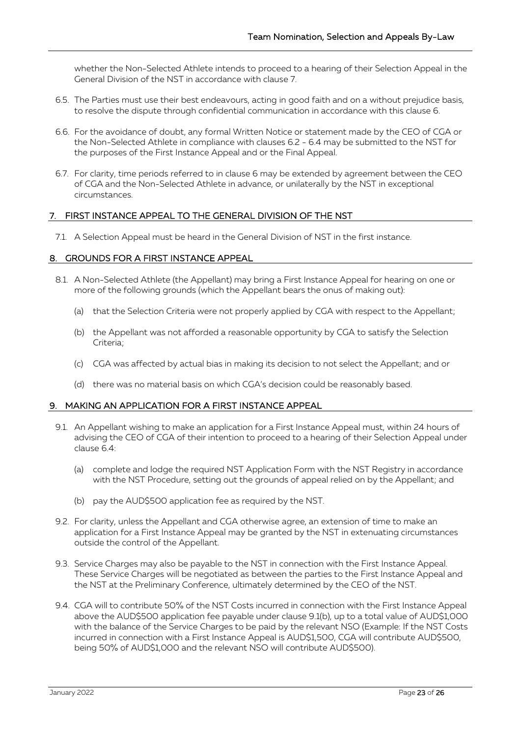whether the Non-Selected Athlete intends to proceed to a hearing of their Selection Appeal in the General Division of the NST in accordance with clause 7.

6.5. The Parties must use their best endeavours, acting in good faith and on a without prejudice basis, to resolve the dispute through confidential communication in accordance with this clause 6.

6.6. For the avoidance of doubt, any formal Written Notice or statement made by the CEO of CGA or the Non-Selected Athlete in compliance with clauses 6.2 - 6.4 may be submitted to the NST for the purposes of the First Instance Appeal and or the Final Appeal.

6.7. For clarity, time periods referred to in clause 6 may be extended by agreement between the CEO of CGA and the Non-Selected Athlete in advance, or unilaterally by the NST in exceptional circumstances.

## 7. FIRST INSTANCE APPEAL TO THE GENERAL DIVISION OF THE NST

7.1. A Selection Appeal must be heard in the General Division of NST in the first instance.

## 8. GROUNDS FOR A FIRST INSTANCE APPEAL

8.1. A Non-Selected Athlete (the Appellant) may bring a First Instance Appeal for hearing on one or more of the following grounds (which the Appellant bears the onus of making out):

(a) that the Selection Criteria were not properly applied by CGA with respect to the Appellant;

(b) the Appellant was not afforded a reasonable opportunity by CGA to satisfy the Selection Criteria;

(c) CGA was affected by actual bias in making its decision to not select the Appellant; and or

(d) there was no material basis on which CGA's decision could be reasonably based.

## 9. MAKING AN APPLICATION FOR A FIRST INSTANCE APPEAL

9.1. An Appellant wishing to make an application for a First Instance Appeal must, within 24 hours of advising the CEO of CGA of their intention to proceed to a hearing of their Selection Appeal under clause 6.4:

(a) complete and lodge the required NST Application Form with the NST Registry in accordance with the NST Procedure, setting out the grounds of appeal relied on by the Appellant; and

(b) pay the AUD$500 application fee as required by the NST.

9.2. For clarity, unless the Appellant and CGA otherwise agree, an extension of time to make an application for a First Instance Appeal may be granted by the NST in extenuating circumstances outside the control of the Appellant.

9.3. Service Charges may also be payable to the NST in connection with the First Instance Appeal. These Service Charges will be negotiated as between the parties to the First Instance Appeal and the NST at the Preliminary Conference, ultimately determined by the CEO of the NST.

9.4. CGA will to contribute 50% of the NST Costs incurred in connection with the First Instance Appeal above the AUD$500 application fee payable under clause 9.1(b), up to a total value of AUD$1,000 with the balance of the Service Charges to be paid by the relevant NSO (Example: If the NST Costs incurred in connection with a First Instance Appeal is AUD$1,500, CGA will contribute AUD$500, being 50% of AUD$1,000 and the relevant NSO will contribute AUD$500).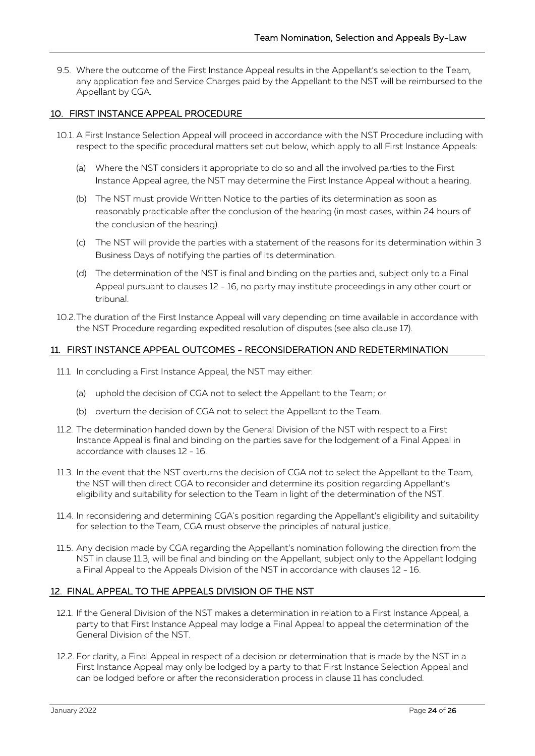9.5. Where the outcome of the First Instance Appeal results in the Appellant's selection to the Team, any application fee and Service Charges paid by the Appellant to the NST will be reimbursed to the Appellant by CGA.

## 10. FIRST INSTANCE APPEAL PROCEDURE

10.1. A First Instance Selection Appeal will proceed in accordance with the NST Procedure including with respect to the specific procedural matters set out below, which apply to all First Instance Appeals:

(a) Where the NST considers it appropriate to do so and all the involved parties to the First Instance Appeal agree, the NST may determine the First Instance Appeal without a hearing.

(b) The NST must provide Written Notice to the parties of its determination as soon as reasonably practicable after the conclusion of the hearing (in most cases, within 24 hours of the conclusion of the hearing).

(c) The NST will provide the parties with a statement of the reasons for its determination within 3 Business Days of notifying the parties of its determination.

(d) The determination of the NST is final and binding on the parties and, subject only to a Final Appeal pursuant to clauses 12 - 16, no party may institute proceedings in any other court or tribunal.

10.2. The duration of the First Instance Appeal will vary depending on time available in accordance with the NST Procedure regarding expedited resolution of disputes (see also clause 17).

## 11. FIRST INSTANCE APPEAL OUTCOMES - RECONSIDERATION AND REDETERMINATION

11.1. In concluding a First Instance Appeal, the NST may either:

(a) uphold the decision of CGA not to select the Appellant to the Team; or

(b) overturn the decision of CGA not to select the Appellant to the Team.

11.2. The determination handed down by the General Division of the NST with respect to a First Instance Appeal is final and binding on the parties save for the lodgement of a Final Appeal in accordance with clauses 12 - 16.

11.3. In the event that the NST overturns the decision of CGA not to select the Appellant to the Team, the NST will then direct CGA to reconsider and determine its position regarding Appellant's eligibility and suitability for selection to the Team in light of the determination of the NST.

11.4. In reconsidering and determining CGA's position regarding the Appellant's eligibility and suitability for selection to the Team, CGA must observe the principles of natural justice.

11.5. Any decision made by CGA regarding the Appellant's nomination following the direction from the NST in clause 11.3, will be final and binding on the Appellant, subject only to the Appellant lodging a Final Appeal to the Appeals Division of the NST in accordance with clauses 12 - 16.

## 12. FINAL APPEAL TO THE APPEALS DIVISION OF THE NST

12.1. If the General Division of the NST makes a determination in relation to a First Instance Appeal, a party to that First Instance Appeal may lodge a Final Appeal to appeal the determination of the General Division of the NST.

12.2. For clarity, a Final Appeal in respect of a decision or determination that is made by the NST in a First Instance Appeal may only be lodged by a party to that First Instance Selection Appeal and can be lodged before or after the reconsideration process in clause 11 has concluded.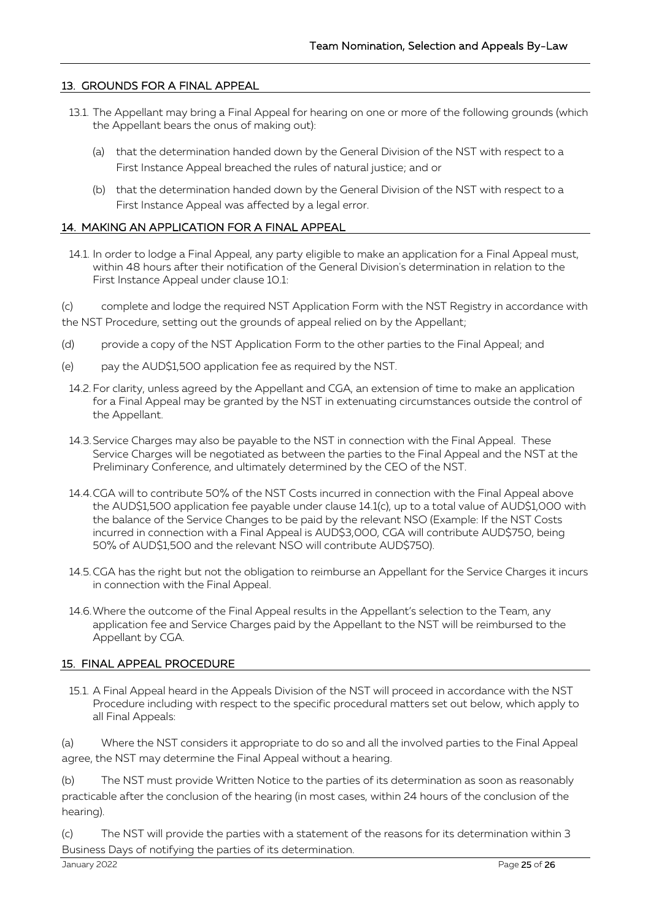## 13. GROUNDS FOR A FINAL APPEAL

13.1. The Appellant may bring a Final Appeal for hearing on one or more of the following grounds (which the Appellant bears the onus of making out):

(a) that the determination handed down by the General Division of the NST with respect to a First Instance Appeal breached the rules of natural justice; and or

(b) that the determination handed down by the General Division of the NST with respect to a First Instance Appeal was affected by a legal error.

## 14. MAKING AN APPLICATION FOR A FINAL APPEAL

14.1. In order to lodge a Final Appeal, any party eligible to make an application for a Final Appeal must, within 48 hours after their notification of the General Division's determination in relation to the First Instance Appeal under clause 10.1:

(c) complete and lodge the required NST Application Form with the NST Registry in accordance with the NST Procedure, setting out the grounds of appeal relied on by the Appellant;

(d) provide a copy of the NST Application Form to the other parties to the Final Appeal; and

(e) pay the AUD$1,500 application fee as required by the NST.

14.2. For clarity, unless agreed by the Appellant and CGA, an extension of time to make an application for a Final Appeal may be granted by the NST in extenuating circumstances outside the control of the Appellant.

14.3. Service Charges may also be payable to the NST in connection with the Final Appeal. These Service Charges will be negotiated as between the parties to the Final Appeal and the NST at the Preliminary Conference, and ultimately determined by the CEO of the NST.

14.4. CGA will to contribute 50% of the NST Costs incurred in connection with the Final Appeal above the AUD$1,500 application fee payable under clause 14.1(c), up to a total value of AUD$1,000 with the balance of the Service Changes to be paid by the relevant NSO (Example: If the NST Costs incurred in connection with a Final Appeal is AUD$3,000, CGA will contribute AUD$750, being 50% of AUD$1,500 and the relevant NSO will contribute AUD$750).

14.5. CGA has the right but not the obligation to reimburse an Appellant for the Service Charges it incurs in connection with the Final Appeal.

14.6. Where the outcome of the Final Appeal results in the Appellant's selection to the Team, any application fee and Service Charges paid by the Appellant to the NST will be reimbursed to the Appellant by CGA.

## 15. FINAL APPEAL PROCEDURE

15.1. A Final Appeal heard in the Appeals Division of the NST will proceed in accordance with the NST Procedure including with respect to the specific procedural matters set out below, which apply to all Final Appeals:

(a) Where the NST considers it appropriate to do so and all the involved parties to the Final Appeal agree, the NST may determine the Final Appeal without a hearing.

(b) The NST must provide Written Notice to the parties of its determination as soon as reasonably practicable after the conclusion of the hearing (in most cases, within 24 hours of the conclusion of the hearing).

(c) The NST will provide the parties with a statement of the reasons for its determination within 3 Business Days of notifying the parties of its determination.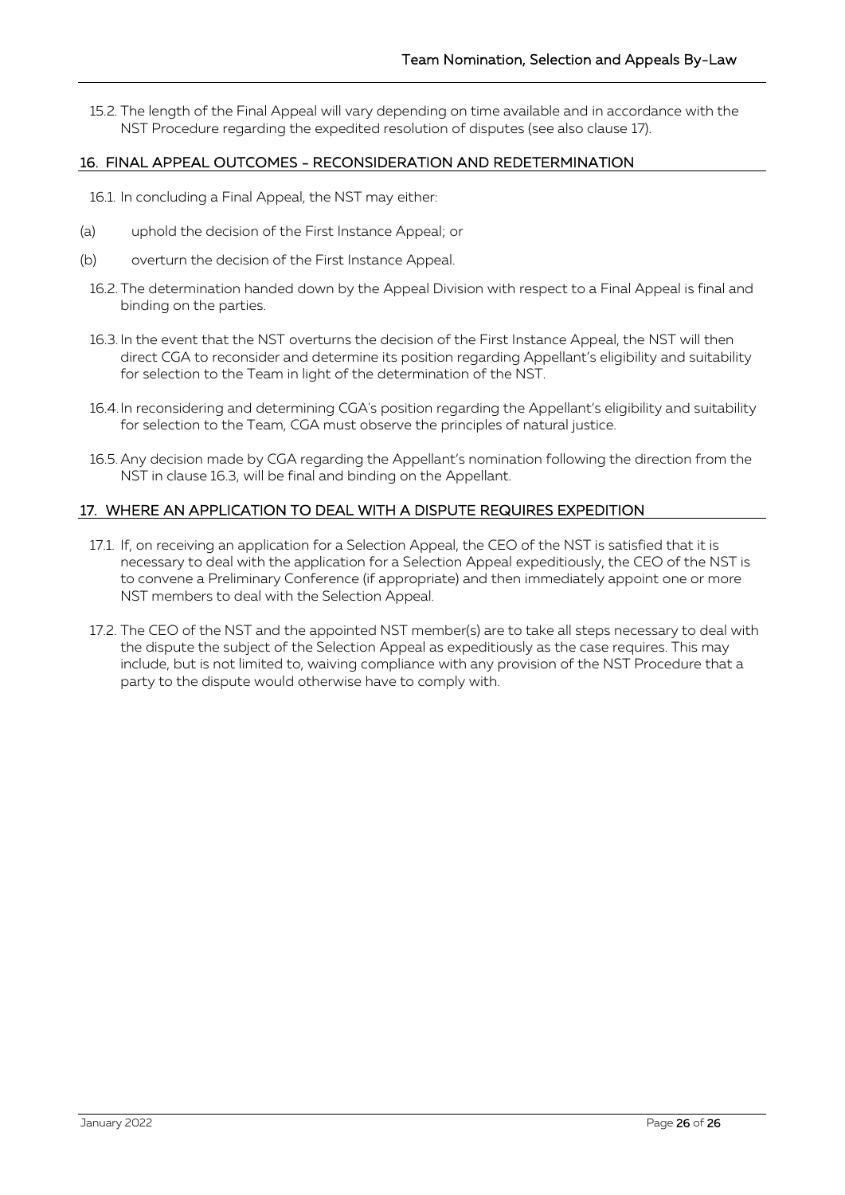15.2. The length of the Final Appeal will vary depending on time available and in accordance with the NST Procedure regarding the expedited resolution of disputes (see also clause 17).

## 16. FINAL APPEAL OUTCOMES - RECONSIDERATION AND REDETERMINATION

16.1. In concluding a Final Appeal, the NST may either:

(a) uphold the decision of the First Instance Appeal; or

(b) overturn the decision of the First Instance Appeal.

16.2. The determination handed down by the Appeal Division with respect to a Final Appeal is final and binding on the parties.

16.3. In the event that the NST overturns the decision of the First Instance Appeal, the NST will then direct CGA to reconsider and determine its position regarding Appellant's eligibility and suitability for selection to the Team in light of the determination of the NST.

16.4. In reconsidering and determining CGA's position regarding the Appellant's eligibility and suitability for selection to the Team, CGA must observe the principles of natural justice.

16.5. Any decision made by CGA regarding the Appellant's nomination following the direction from the NST in clause 16.3, will be final and binding on the Appellant.

## 17. WHERE AN APPLICATION TO DEAL WITH A DISPUTE REQUIRES EXPEDITION

17.1. If, on receiving an application for a Selection Appeal, the CEO of the NST is satisfied that it is necessary to deal with the application for a Selection Appeal expeditiously, the CEO of the NST is to convene a Preliminary Conference (if appropriate) and then immediately appoint one or more NST members to deal with the Selection Appeal.

17.2. The CEO of the NST and the appointed NST member(s) are to take all steps necessary to deal with the dispute the subject of the Selection Appeal as expeditiously as the case requires. This may include, but is not limited to, waiving compliance with any provision of the NST Procedure that a party to the dispute would otherwise have to comply with.